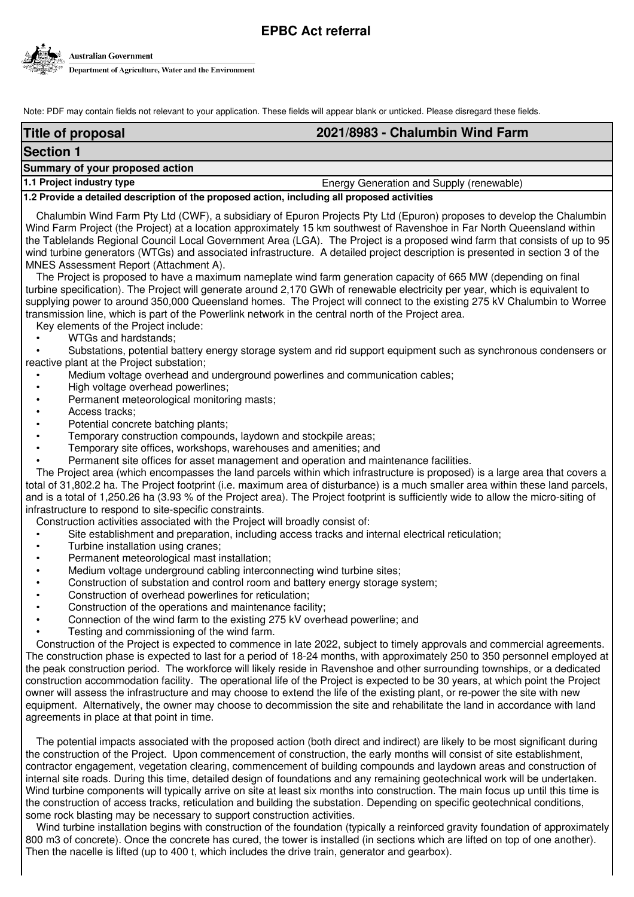# EPBC Act referral

Australian Government
Department of Agriculture, Water and the Environment

Note: PDF may contain fields not relevant to your application. These fields will appear blank or unticked. Please disregard these fields.

| **Title of proposal** | **2021/8983 - Chalumbin Wind Farm** |
|---|---|

## Section 1

### Summary of your proposed action

| **1.1 Project industry type** | Energy Generation and Supply (renewable) |
|---|---|

**1.2 Provide a detailed description of the proposed action, including all proposed activities**

Chalumbin Wind Farm Pty Ltd (CWF), a subsidiary of Epuron Projects Pty Ltd (Epuron) proposes to develop the Chalumbin Wind Farm Project (the Project) at a location approximately 15 km southwest of Ravenshoe in Far North Queensland within the Tablelands Regional Council Local Government Area (LGA). The Project is a proposed wind farm that consists of up to 95 wind turbine generators (WTGs) and associated infrastructure. A detailed project description is presented in section 3 of the MNES Assessment Report (Attachment A).

The Project is proposed to have a maximum nameplate wind farm generation capacity of 665 MW (depending on final turbine specification). The Project will generate around 2,170 GWh of renewable electricity per year, which is equivalent to supplying power to around 350,000 Queensland homes. The Project will connect to the existing 275 kV Chalumbin to Woree transmission line, which is part of the Powerlink network in the central north of the Project area.

Key elements of the Project include:

- WTGs and hardstands;
- Substations, potential battery energy storage system and rid support equipment such as synchronous condensers or reactive plant at the Project substation;
- Medium voltage overhead and underground powerlines and communication cables;
- High voltage overhead powerlines;
- Permanent meteorological monitoring masts;
- Access tracks;
- Potential concrete batching plants;
- Temporary construction compounds, laydown and stockpile areas;
- Temporary site offices, workshops, warehouses and amenities; and
- Permanent site offices for asset management and operation and maintenance facilities.

The Project area (which encompasses the land parcels within which infrastructure is proposed) is a large area that covers a total of 31,802.2 ha. The Project footprint (i.e. maximum area of disturbance) is a much smaller area within these land parcels, and is a total of 1,250.26 ha (3.93 % of the Project area). The Project footprint is sufficiently wide to allow the micro-siting of infrastructure to respond to site-specific constraints.

Construction activities associated with the Project will broadly consist of:

- Site establishment and preparation, including access tracks and internal electrical reticulation;
- Turbine installation using cranes;
- Permanent meteorological mast installation;
- Medium voltage underground cabling interconnecting wind turbine sites;
- Construction of substation and control room and battery energy storage system;
- Construction of overhead powerlines for reticulation;
- Construction of the operations and maintenance facility;
- Connection of the wind farm to the existing 275 kV overhead powerline; and
- Testing and commissioning of the wind farm.

Construction of the Project is expected to commence in late 2022, subject to timely approvals and commercial agreements. The construction phase is expected to last for a period of 18-24 months, with approximately 250 to 350 personnel employed at the peak construction period. The workforce will likely reside in Ravenshoe and other surrounding townships, or a dedicated construction accommodation facility. The operational life of the Project is expected to be 30 years, at which point the Project owner will assess the infrastructure and may choose to extend the life of the existing plant, or re-power the site with new equipment. Alternatively, the owner may choose to decommission the site and rehabilitate the land in accordance with land agreements in place at that point in time.

The potential impacts associated with the proposed action (both direct and indirect) are likely to be most significant during the construction of the Project. Upon commencement of construction, the early months will consist of site establishment, contractor engagement, vegetation clearing, commencement of building compounds and laydown areas and construction of internal site roads. During this time, detailed design of foundations and any remaining geotechnical work will be undertaken. Wind turbine components will typically arrive on site at least six months into construction. The main focus up until this time is the construction of access tracks, reticulation and building the substation. Depending on specific geotechnical conditions, some rock blasting may be necessary to support construction activities.

Wind turbine installation begins with construction of the foundation (typically a reinforced gravity foundation of approximately 800 m3 of concrete). Once the concrete has cured, the tower is installed (in sections which are lifted on top of one another). Then the nacelle is lifted (up to 400 t, which includes the drive train, generator and gearbox).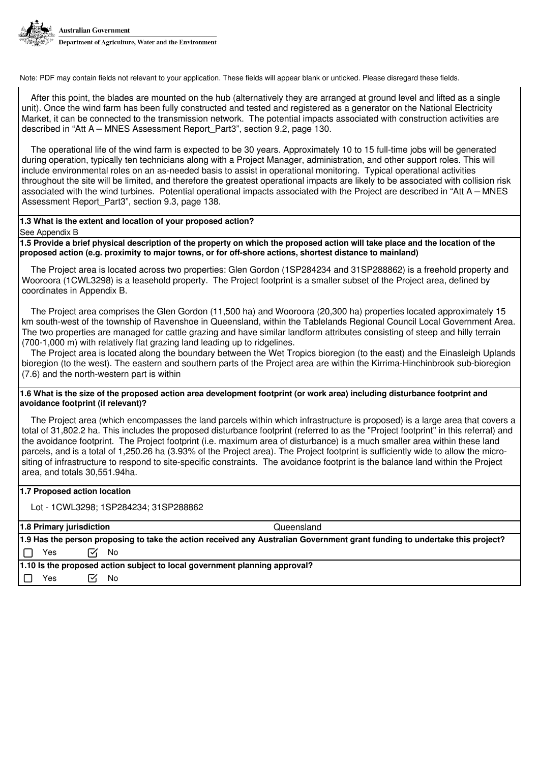Note: PDF may contain fields not relevant to your application. These fields will appear blank or unticked. Please disregard these fields.

After this point, the blades are mounted on the hub (alternatively they are arranged at ground level and lifted as a single unit). Once the wind farm has been fully constructed and tested and registered as a generator on the National Electricity Market, it can be connected to the transmission network. The potential impacts associated with construction activities are described in "Att A – MNES Assessment Report_Part3", section 9.2, page 130.

The operational life of the wind farm is expected to be 30 years. Approximately 10 to 15 full-time jobs will be generated during operation, typically ten technicians along with a Project Manager, administration, and other support roles. This will include environmental roles on an as-needed basis to assist in operational monitoring. Typical operational activities throughout the site will be limited, and therefore the greatest operational impacts are likely to be associated with collision risk associated with the wind turbines. Potential operational impacts associated with the Project are described in "Att A – MNES Assessment Report_Part3", section 9.3, page 138.

**1.3 What is the extent and location of your proposed action?**

See Appendix B

**1.5 Provide a brief physical description of the property on which the proposed action will take place and the location of the proposed action (e.g. proximity to major towns, or for off-shore actions, shortest distance to mainland)**

The Project area is located across two properties: Glen Gordon (1SP284234 and 31SP288862) is a freehold property and Wooroora (1CWL3298) is a leasehold property. The Project footprint is a smaller subset of the Project area, defined by coordinates in Appendix B.

The Project area comprises the Glen Gordon (11,500 ha) and Wooroora (20,300 ha) properties located approximately 15 km south-west of the township of Ravenshoe in Queensland, within the Tablelands Regional Council Local Government Area. The two properties are managed for cattle grazing and have similar landform attributes consisting of steep and hilly terrain (700-1,000 m) with relatively flat grazing land leading up to ridgelines.

The Project area is located along the boundary between the Wet Tropics bioregion (to the east) and the Einasleigh Uplands bioregion (to the west). The eastern and southern parts of the Project area are within the Kirrima-Hinchinbrook sub-bioregion (7.6) and the north-western part is within

**1.6 What is the size of the proposed action area development footprint (or work area) including disturbance footprint and avoidance footprint (if relevant)?**

The Project area (which encompasses the land parcels within which infrastructure is proposed) is a large area that covers a total of 31,802.2 ha. This includes the proposed disturbance footprint (referred to as the "Project footprint" in this referral) and the avoidance footprint. The Project footprint (i.e. maximum area of disturbance) is a much smaller area within these land parcels, and is a total of 1,250.26 ha (3.93% of the Project area). The Project footprint is sufficiently wide to allow the micro-siting of infrastructure to respond to site-specific constraints. The avoidance footprint is the balance land within the Project area, and totals 30,551.94ha.

**1.7 Proposed action location**

Lot - 1CWL3298; 1SP284234; 31SP288862

**1.8 Primary jurisdiction** Queensland

**1.9 Has the person proposing to take the action received any Australian Government grant funding to undertake this project?**

☐ Yes ☑ No

**1.10 Is the proposed action subject to local government planning approval?**

☐ Yes ☑ No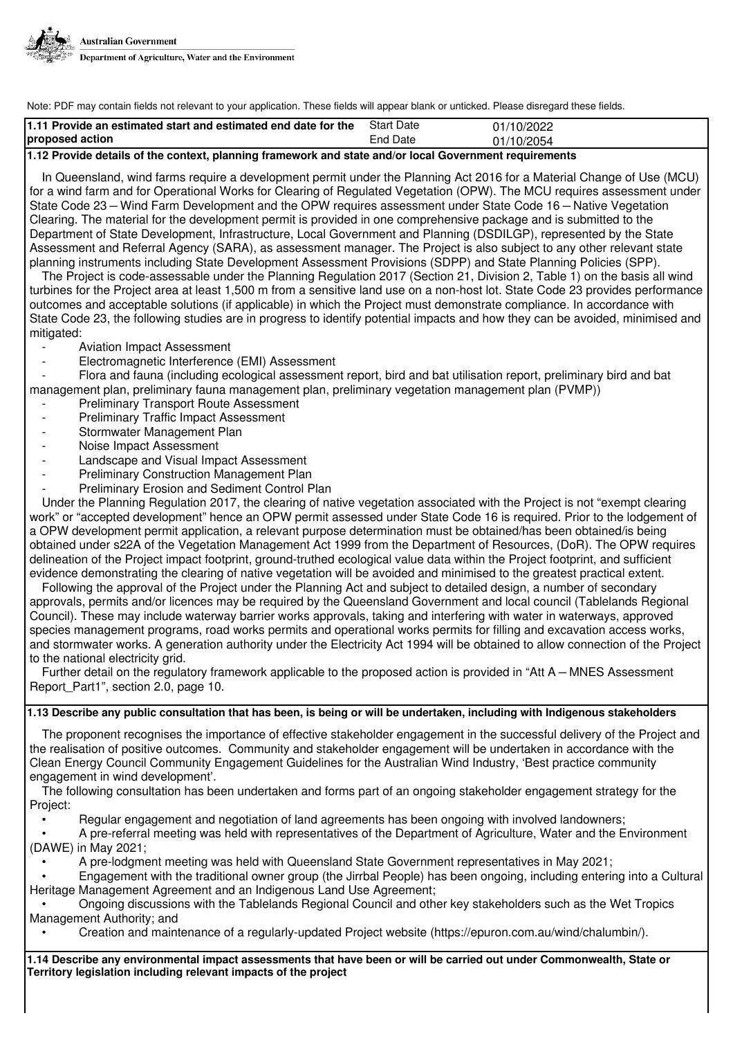Note: PDF may contain fields not relevant to your application. These fields will appear blank or unticked. Please disregard these fields.

| **1.11 Provide an estimated start and estimated end date for the proposed action** | Start Date | 01/10/2022 |
|---|---|---|
| | End Date | 01/10/2054 |

**1.12 Provide details of the context, planning framework and state and/or local Government requirements**

In Queensland, wind farms require a development permit under the Planning Act 2016 for a Material Change of Use (MCU) for a wind farm and for Operational Works for Clearing of Regulated Vegetation (OPW). The MCU requires assessment under State Code 23 – Wind Farm Development and the OPW requires assessment under State Code 16 – Native Vegetation Clearing. The material for the development permit is provided in one comprehensive package and is submitted to the Department of State Development, Infrastructure, Local Government and Planning (DSDILGP), represented by the State Assessment and Referral Agency (SARA), as assessment manager. The Project is also subject to any other relevant state planning instruments including State Development Assessment Provisions (SDPP) and State Planning Policies (SPP).

The Project is code-assessable under the Planning Regulation 2017 (Section 21, Division 2, Table 1) on the basis all wind turbines for the Project area at least 1,500 m from a sensitive land use on a non-host lot. State Code 23 provides performance outcomes and acceptable solutions (if applicable) in which the Project must demonstrate compliance. In accordance with State Code 23, the following studies are in progress to identify potential impacts and how they can be avoided, minimised and mitigated:

- Aviation Impact Assessment
- Electromagnetic Interference (EMI) Assessment
- Flora and fauna (including ecological assessment report, bird and bat utilisation report, preliminary bird and bat management plan, preliminary fauna management plan, preliminary vegetation management plan (PVMP))
- Preliminary Transport Route Assessment
- Preliminary Traffic Impact Assessment
- Stormwater Management Plan
- Noise Impact Assessment
- Landscape and Visual Impact Assessment
- Preliminary Construction Management Plan
- Preliminary Erosion and Sediment Control Plan

Under the Planning Regulation 2017, the clearing of native vegetation associated with the Project is not "exempt clearing work" or "accepted development" hence an OPW permit assessed under State Code 16 is required. Prior to the lodgement of a OPW development permit application, a relevant purpose determination must be obtained/has been obtained/is being obtained under s22A of the Vegetation Management Act 1999 from the Department of Resources, (DoR). The OPW requires delineation of the Project impact footprint, ground-truthed ecological value data within the Project footprint, and sufficient evidence demonstrating the clearing of native vegetation will be avoided and minimised to the greatest practical extent.

Following the approval of the Project under the Planning Act and subject to detailed design, a number of secondary approvals, permits and/or licences may be required by the Queensland Government and local council (Tablelands Regional Council). These may include waterway barrier works approvals, taking and interfering with water in waterways, approved species management programs, road works permits and operational works permits for filling and excavation access works, and stormwater works. A generation authority under the Electricity Act 1994 will be obtained to allow connection of the Project to the national electricity grid.

Further detail on the regulatory framework applicable to the proposed action is provided in "Att A – MNES Assessment Report_Part1", section 2.0, page 10.

**1.13 Describe any public consultation that has been, is being or will be undertaken, including with Indigenous stakeholders**

The proponent recognises the importance of effective stakeholder engagement in the successful delivery of the Project and the realisation of positive outcomes. Community and stakeholder engagement will be undertaken in accordance with the Clean Energy Council Community Engagement Guidelines for the Australian Wind Industry, 'Best practice community engagement in wind development'.

The following consultation has been undertaken and forms part of an ongoing stakeholder engagement strategy for the Project:

- Regular engagement and negotiation of land agreements has been ongoing with involved landowners;
- A pre-referral meeting was held with representatives of the Department of Agriculture, Water and the Environment (DAWE) in May 2021;
- A pre-lodgment meeting was held with Queensland State Government representatives in May 2021;
- Engagement with the traditional owner group (the Jirrbal People) has been ongoing, including entering into a Cultural Heritage Management Agreement and an Indigenous Land Use Agreement;
- Ongoing discussions with the Tablelands Regional Council and other key stakeholders such as the Wet Tropics Management Authority; and
- Creation and maintenance of a regularly-updated Project website (https://epuron.com.au/wind/chalumbin/).

**1.14 Describe any environmental impact assessments that have been or will be carried out under Commonwealth, State or Territory legislation including relevant impacts of the project**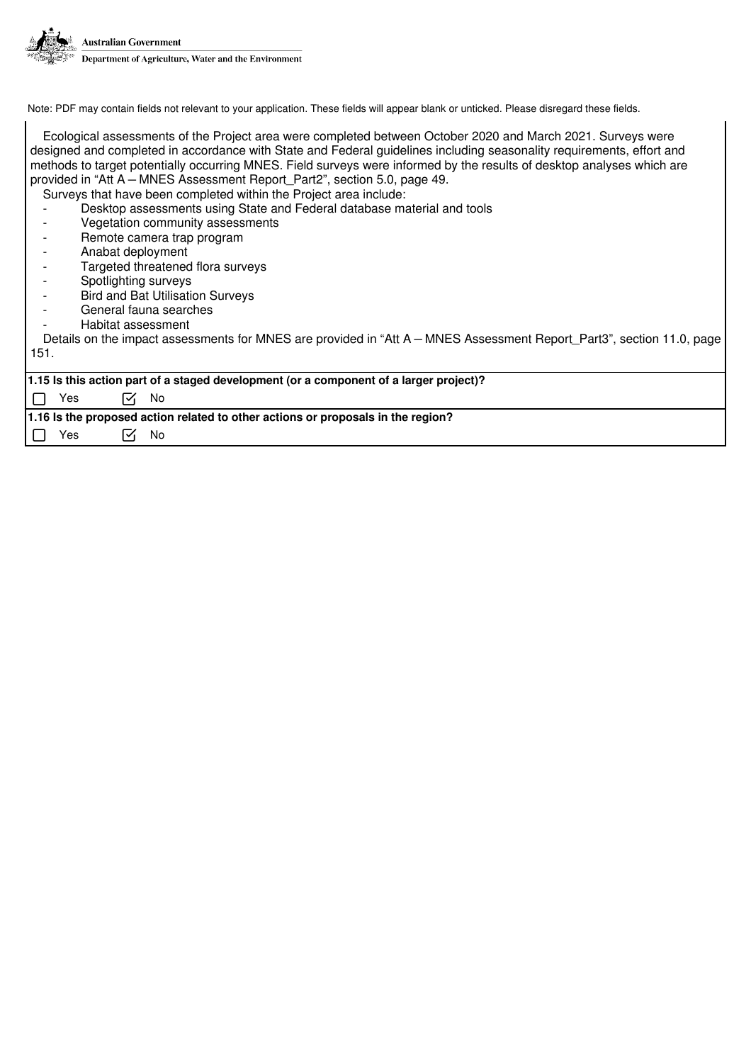Note: PDF may contain fields not relevant to your application. These fields will appear blank or unticked. Please disregard these fields.

Ecological assessments of the Project area were completed between October 2020 and March 2021. Surveys were designed and completed in accordance with State and Federal guidelines including seasonality requirements, effort and methods to target potentially occurring MNES. Field surveys were informed by the results of desktop analyses which are provided in "Att A – MNES Assessment Report_Part2", section 5.0, page 49.

Surveys that have been completed within the Project area include:

- Desktop assessments using State and Federal database material and tools
- Vegetation community assessments
- Remote camera trap program
- Anabat deployment
- Targeted threatened flora surveys
- Spotlighting surveys
- Bird and Bat Utilisation Surveys
- General fauna searches
- Habitat assessment

Details on the impact assessments for MNES are provided in "Att A – MNES Assessment Report_Part3", section 11.0, page 151.

**1.15 Is this action part of a staged development (or a component of a larger project)?**

☐ Yes ☑ No

**1.16 Is the proposed action related to other actions or proposals in the region?**

☐ Yes ☑ No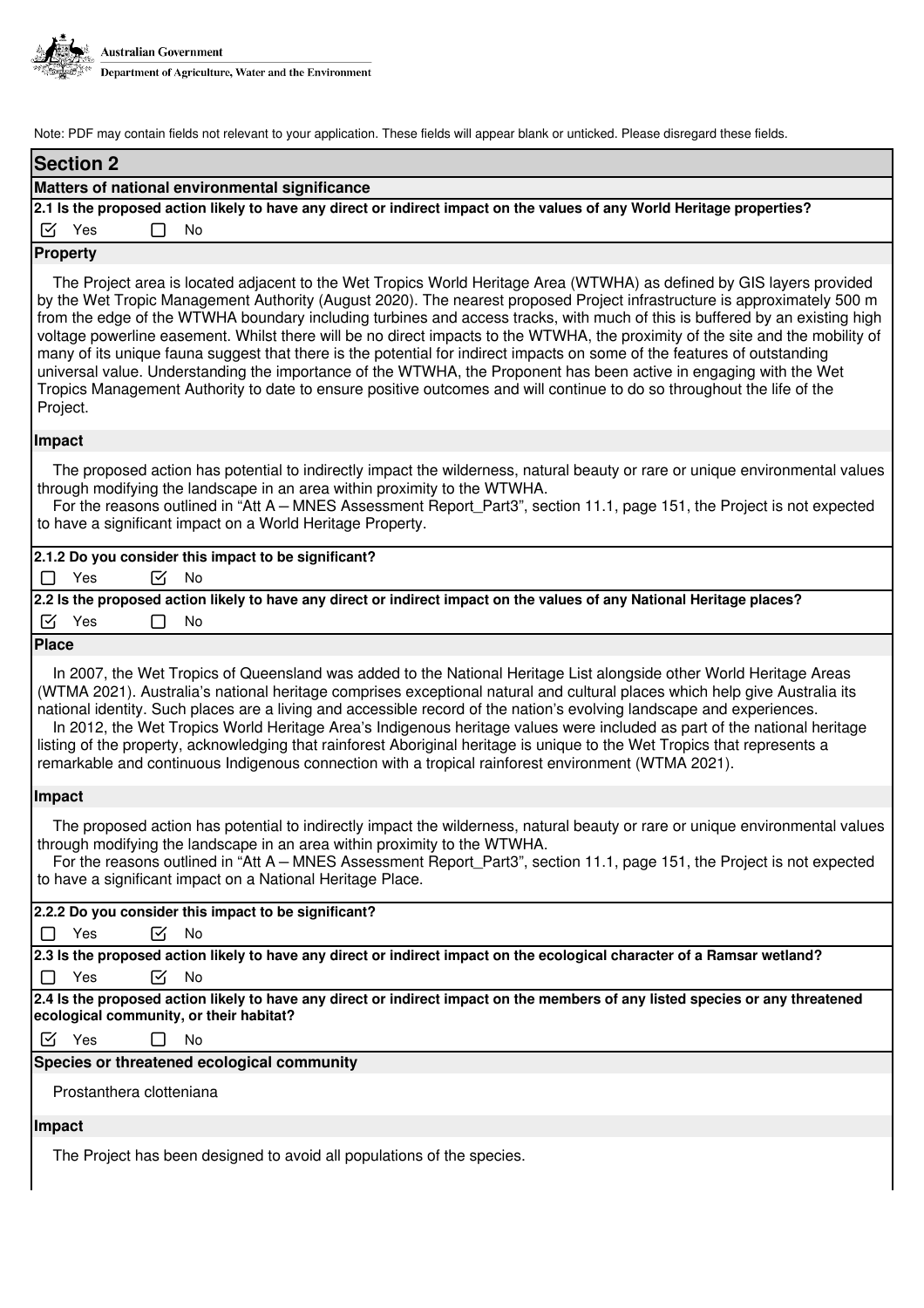Note: PDF may contain fields not relevant to your application. These fields will appear blank or unticked. Please disregard these fields.

## Section 2

### Matters of national environmental significance

**2.1 Is the proposed action likely to have any direct or indirect impact on the values of any World Heritage properties?**

☑ Yes ☐ No

**Property**

The Project area is located adjacent to the Wet Tropics World Heritage Area (WTWHA) as defined by GIS layers provided by the Wet Tropic Management Authority (August 2020). The nearest proposed Project infrastructure is approximately 500 m from the edge of the WTWHA boundary including turbines and access tracks, with much of this is buffered by an existing high voltage powerline easement. Whilst there will be no direct impacts to the WTWHA, the proximity of the site and the mobility of many of its unique fauna suggest that there is the potential for indirect impacts on some of the features of outstanding universal value. Understanding the importance of the WTWHA, the Proponent has been active in engaging with the Wet Tropics Management Authority to date to ensure positive outcomes and will continue to do so throughout the life of the Project.

**Impact**

The proposed action has potential to indirectly impact the wilderness, natural beauty or rare or unique environmental values through modifying the landscape in an area within proximity to the WTWHA.
For the reasons outlined in "Att A – MNES Assessment Report_Part3", section 11.1, page 151, the Project is not expected to have a significant impact on a World Heritage Property.

**2.1.2 Do you consider this impact to be significant?**

☐ Yes ☑ No

**2.2 Is the proposed action likely to have any direct or indirect impact on the values of any National Heritage places?**

☑ Yes ☐ No

**Place**

In 2007, the Wet Tropics of Queensland was added to the National Heritage List alongside other World Heritage Areas (WTMA 2021). Australia's national heritage comprises exceptional natural and cultural places which help give Australia its national identity. Such places are a living and accessible record of the nation's evolving landscape and experiences.
In 2012, the Wet Tropics World Heritage Area's Indigenous heritage values were included as part of the national heritage listing of the property, acknowledging that rainforest Aboriginal heritage is unique to the Wet Tropics that represents a remarkable and continuous Indigenous connection with a tropical rainforest environment (WTMA 2021).

**Impact**

The proposed action has potential to indirectly impact the wilderness, natural beauty or rare or unique environmental values through modifying the landscape in an area within proximity to the WTWHA.
For the reasons outlined in "Att A – MNES Assessment Report_Part3", section 11.1, page 151, the Project is not expected to have a significant impact on a National Heritage Place.

**2.2.2 Do you consider this impact to be significant?**

☐ Yes ☑ No

**2.3 Is the proposed action likely to have any direct or indirect impact on the ecological character of a Ramsar wetland?**

☐ Yes ☑ No

**2.4 Is the proposed action likely to have any direct or indirect impact on the members of any listed species or any threatened ecological community, or their habitat?**

☑ Yes ☐ No

**Species or threatened ecological community**

Prostanthera clotteniana

**Impact**

The Project has been designed to avoid all populations of the species.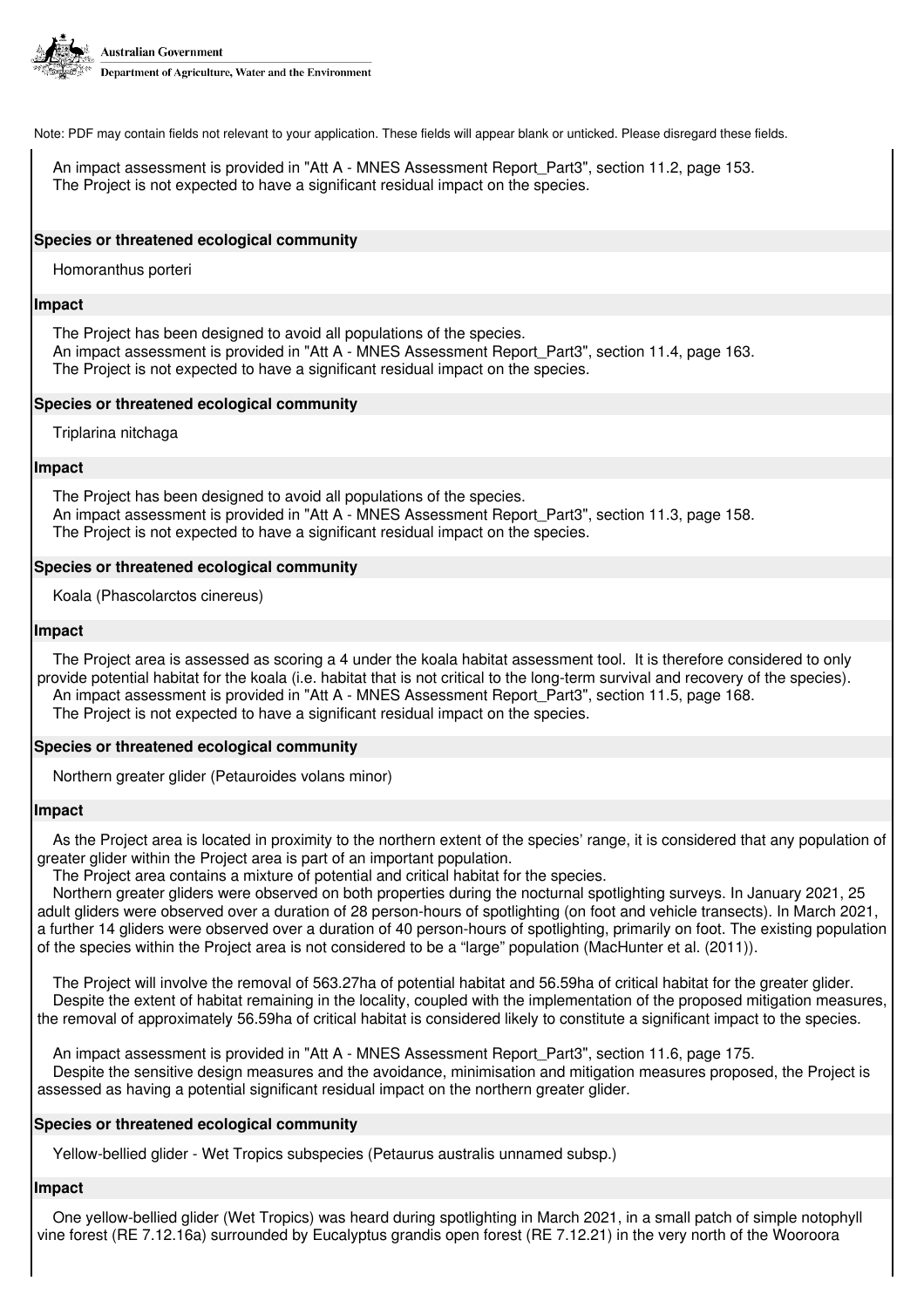Note: PDF may contain fields not relevant to your application. These fields will appear blank or unticked. Please disregard these fields.

An impact assessment is provided in "Att A - MNES Assessment Report_Part3", section 11.2, page 153.
The Project is not expected to have a significant residual impact on the species.

**Species or threatened ecological community**

Homoranthus porteri

**Impact**

The Project has been designed to avoid all populations of the species.
An impact assessment is provided in "Att A - MNES Assessment Report_Part3", section 11.4, page 163.
The Project is not expected to have a significant residual impact on the species.

**Species or threatened ecological community**

Triplarina nitchaga

**Impact**

The Project has been designed to avoid all populations of the species.
An impact assessment is provided in "Att A - MNES Assessment Report_Part3", section 11.3, page 158.
The Project is not expected to have a significant residual impact on the species.

**Species or threatened ecological community**

Koala (Phascolarctos cinereus)

**Impact**

The Project area is assessed as scoring a 4 under the koala habitat assessment tool. It is therefore considered to only provide potential habitat for the koala (i.e. habitat that is not critical to the long-term survival and recovery of the species).
An impact assessment is provided in "Att A - MNES Assessment Report_Part3", section 11.5, page 168.
The Project is not expected to have a significant residual impact on the species.

**Species or threatened ecological community**

Northern greater glider (Petauroides volans minor)

**Impact**

As the Project area is located in proximity to the northern extent of the species' range, it is considered that any population of greater glider within the Project area is part of an important population.
The Project area contains a mixture of potential and critical habitat for the species.
Northern greater gliders were observed on both properties during the nocturnal spotlighting surveys. In January 2021, 25 adult gliders were observed over a duration of 28 person-hours of spotlighting (on foot and vehicle transects). In March 2021, a further 14 gliders were observed over a duration of 40 person-hours of spotlighting, primarily on foot. The existing population of the species within the Project area is not considered to be a "large" population (MacHunter et al. (2011)).

The Project will involve the removal of 563.27ha of potential habitat and 56.59ha of critical habitat for the greater glider.
Despite the extent of habitat remaining in the locality, coupled with the implementation of the proposed mitigation measures, the removal of approximately 56.59ha of critical habitat is considered likely to constitute a significant impact to the species.

An impact assessment is provided in "Att A - MNES Assessment Report_Part3", section 11.6, page 175.
Despite the sensitive design measures and the avoidance, minimisation and mitigation measures proposed, the Project is assessed as having a potential significant residual impact on the northern greater glider.

**Species or threatened ecological community**

Yellow-bellied glider - Wet Tropics subspecies (Petaurus australis unnamed subsp.)

**Impact**

One yellow-bellied glider (Wet Tropics) was heard during spotlighting in March 2021, in a small patch of simple notophyll vine forest (RE 7.12.16a) surrounded by Eucalyptus grandis open forest (RE 7.12.21) in the very north of the Wooroora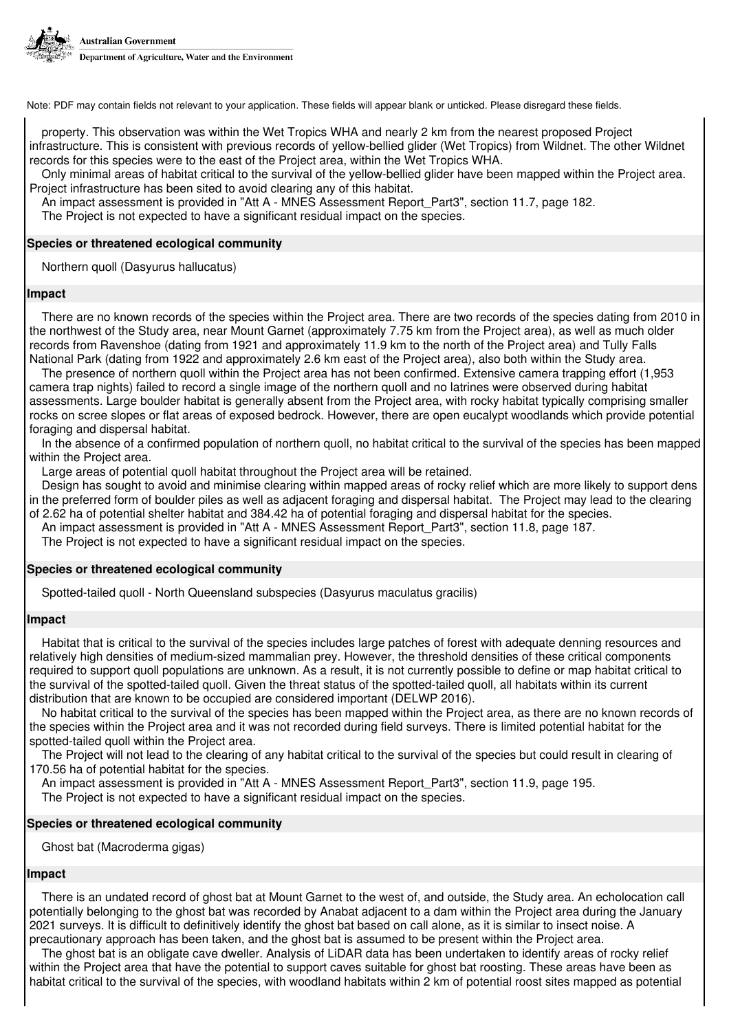property. This observation was within the Wet Tropics WHA and nearly 2 km from the nearest proposed Project infrastructure. This is consistent with previous records of yellow-bellied glider (Wet Tropics) from Wildnet. The other Wildnet records for this species were to the east of the Project area, within the Wet Tropics WHA.

Only minimal areas of habitat critical to the survival of the yellow-bellied glider have been mapped within the Project area. Project infrastructure has been sited to avoid clearing any of this habitat.

An impact assessment is provided in "Att A - MNES Assessment Report_Part3", section 11.7, page 182.

The Project is not expected to have a significant residual impact on the species.

**Species or threatened ecological community**

Northern quoll (Dasyurus hallucatus)

**Impact**

There are no known records of the species within the Project area. There are two records of the species dating from 2010 in the northwest of the Study area, near Mount Garnet (approximately 7.75 km from the Project area), as well as much older records from Ravenshoe (dating from 1921 and approximately 11.9 km to the north of the Project area) and Tully Falls National Park (dating from 1922 and approximately 2.6 km east of the Project area), also both within the Study area.

The presence of northern quoll within the Project area has not been confirmed. Extensive camera trapping effort (1,953 camera trap nights) failed to record a single image of the northern quoll and no latrines were observed during habitat assessments. Large boulder habitat is generally absent from the Project area, with rocky habitat typically comprising smaller rocks on scree slopes or flat areas of exposed bedrock. However, there are open eucalypt woodlands which provide potential foraging and dispersal habitat.

In the absence of a confirmed population of northern quoll, no habitat critical to the survival of the species has been mapped within the Project area.

Large areas of potential quoll habitat throughout the Project area will be retained.

Design has sought to avoid and minimise clearing within mapped areas of rocky relief which are more likely to support dens in the preferred form of boulder piles as well as adjacent foraging and dispersal habitat. The Project may lead to the clearing of 2.62 ha of potential shelter habitat and 384.42 ha of potential foraging and dispersal habitat for the species.

An impact assessment is provided in "Att A - MNES Assessment Report_Part3", section 11.8, page 187.

The Project is not expected to have a significant residual impact on the species.

**Species or threatened ecological community**

Spotted-tailed quoll - North Queensland subspecies (Dasyurus maculatus gracilis)

**Impact**

Habitat that is critical to the survival of the species includes large patches of forest with adequate denning resources and relatively high densities of medium-sized mammalian prey. However, the threshold densities of these critical components required to support quoll populations are unknown. As a result, it is not currently possible to define or map habitat critical to the survival of the spotted-tailed quoll. Given the threat status of the spotted-tailed quoll, all habitats within its current distribution that are known to be occupied are considered important (DELWP 2016).

No habitat critical to the survival of the species has been mapped within the Project area, as there are no known records of the species within the Project area and it was not recorded during field surveys. There is limited potential habitat for the spotted-tailed quoll within the Project area.

The Project will not lead to the clearing of any habitat critical to the survival of the species but could result in clearing of 170.56 ha of potential habitat for the species.

An impact assessment is provided in "Att A - MNES Assessment Report_Part3", section 11.9, page 195.

The Project is not expected to have a significant residual impact on the species.

**Species or threatened ecological community**

Ghost bat (Macroderma gigas)

**Impact**

There is an undated record of ghost bat at Mount Garnet to the west of, and outside, the Study area. An echolocation call potentially belonging to the ghost bat was recorded by Anabat adjacent to a dam within the Project area during the January 2021 surveys. It is difficult to definitively identify the ghost bat based on call alone, as it is similar to insect noise. A precautionary approach has been taken, and the ghost bat is assumed to be present within the Project area.

The ghost bat is an obligate cave dweller. Analysis of LiDAR data has been undertaken to identify areas of rocky relief within the Project area that have the potential to support caves suitable for ghost bat roosting. These areas have been as habitat critical to the survival of the species, with woodland habitats within 2 km of potential roost sites mapped as potential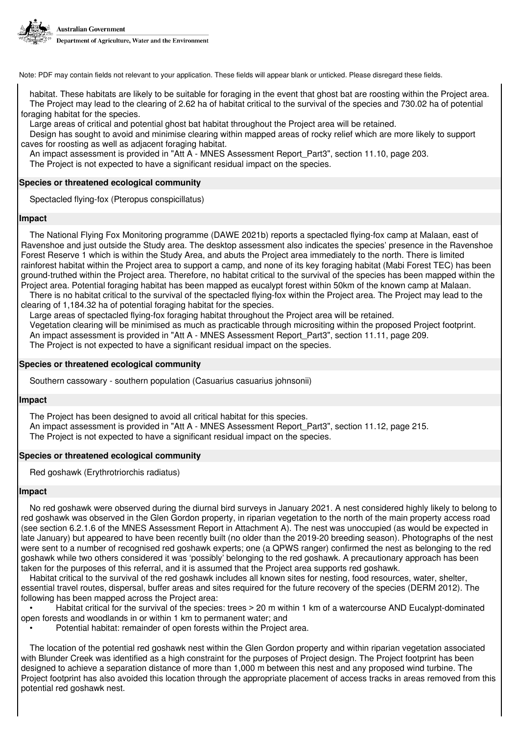habitat. These habitats are likely to be suitable for foraging in the event that ghost bat are roosting within the Project area.
The Project may lead to the clearing of 2.62 ha of habitat critical to the survival of the species and 730.02 ha of potential foraging habitat for the species.
Large areas of critical and potential ghost bat habitat throughout the Project area will be retained.
Design has sought to avoid and minimise clearing within mapped areas of rocky relief which are more likely to support caves for roosting as well as adjacent foraging habitat.
An impact assessment is provided in "Att A - MNES Assessment Report_Part3", section 11.10, page 203.
The Project is not expected to have a significant residual impact on the species.

**Species or threatened ecological community**

Spectacled flying-fox (Pteropus conspicillatus)

**Impact**

The National Flying Fox Monitoring programme (DAWE 2021b) reports a spectacled flying-fox camp at Malaan, east of Ravenshoe and just outside the Study area. The desktop assessment also indicates the species' presence in the Ravenshoe Forest Reserve 1 which is within the Study Area, and abuts the Project area immediately to the north. There is limited rainforest habitat within the Project area to support a camp, and none of its key foraging habitat (Mabi Forest TEC) has been ground-truthed within the Project area. Therefore, no habitat critical to the survival of the species has been mapped within the Project area. Potential foraging habitat has been mapped as eucalypt forest within 50km of the known camp at Malaan.
There is no habitat critical to the survival of the spectacled flying-fox within the Project area. The Project may lead to the clearing of 1,184.32 ha of potential foraging habitat for the species.
Large areas of spectacled flying-fox foraging habitat throughout the Project area will be retained.
Vegetation clearing will be minimised as much as practicable through micrositing within the proposed Project footprint.
An impact assessment is provided in "Att A - MNES Assessment Report_Part3", section 11.11, page 209.
The Project is not expected to have a significant residual impact on the species.

**Species or threatened ecological community**

Southern cassowary - southern population (Casuarius casuarius johnsonii)

**Impact**

The Project has been designed to avoid all critical habitat for this species.
An impact assessment is provided in "Att A - MNES Assessment Report_Part3", section 11.12, page 215.
The Project is not expected to have a significant residual impact on the species.

**Species or threatened ecological community**

Red goshawk (Erythrotriorchis radiatus)

**Impact**

No red goshawk were observed during the diurnal bird surveys in January 2021. A nest considered highly likely to belong to red goshawk was observed in the Glen Gordon property, in riparian vegetation to the north of the main property access road (see section 6.2.1.6 of the MNES Assessment Report in Attachment A). The nest was unoccupied (as would be expected in late January) but appeared to have been recently built (no older than the 2019-20 breeding season). Photographs of the nest were sent to a number of recognised red goshawk experts; one (a QPWS ranger) confirmed the nest as belonging to the red goshawk while two others considered it was 'possibly' belonging to the red goshawk. A precautionary approach has been taken for the purposes of this referral, and it is assumed that the Project area supports red goshawk.
Habitat critical to the survival of the red goshawk includes all known sites for nesting, food resources, water, shelter, essential travel routes, dispersal, buffer areas and sites required for the future recovery of the species (DERM 2012). The following has been mapped across the Project area:

- Habitat critical for the survival of the species: trees > 20 m within 1 km of a watercourse AND Eucalypt-dominated open forests and woodlands in or within 1 km to permanent water; and
- Potential habitat: remainder of open forests within the Project area.

The location of the potential red goshawk nest within the Glen Gordon property and within riparian vegetation associated with Blunder Creek was identified as a high constraint for the purposes of Project design. The Project footprint has been designed to achieve a separation distance of more than 1,000 m between this nest and any proposed wind turbine. The Project footprint has also avoided this location through the appropriate placement of access tracks in areas removed from this potential red goshawk nest.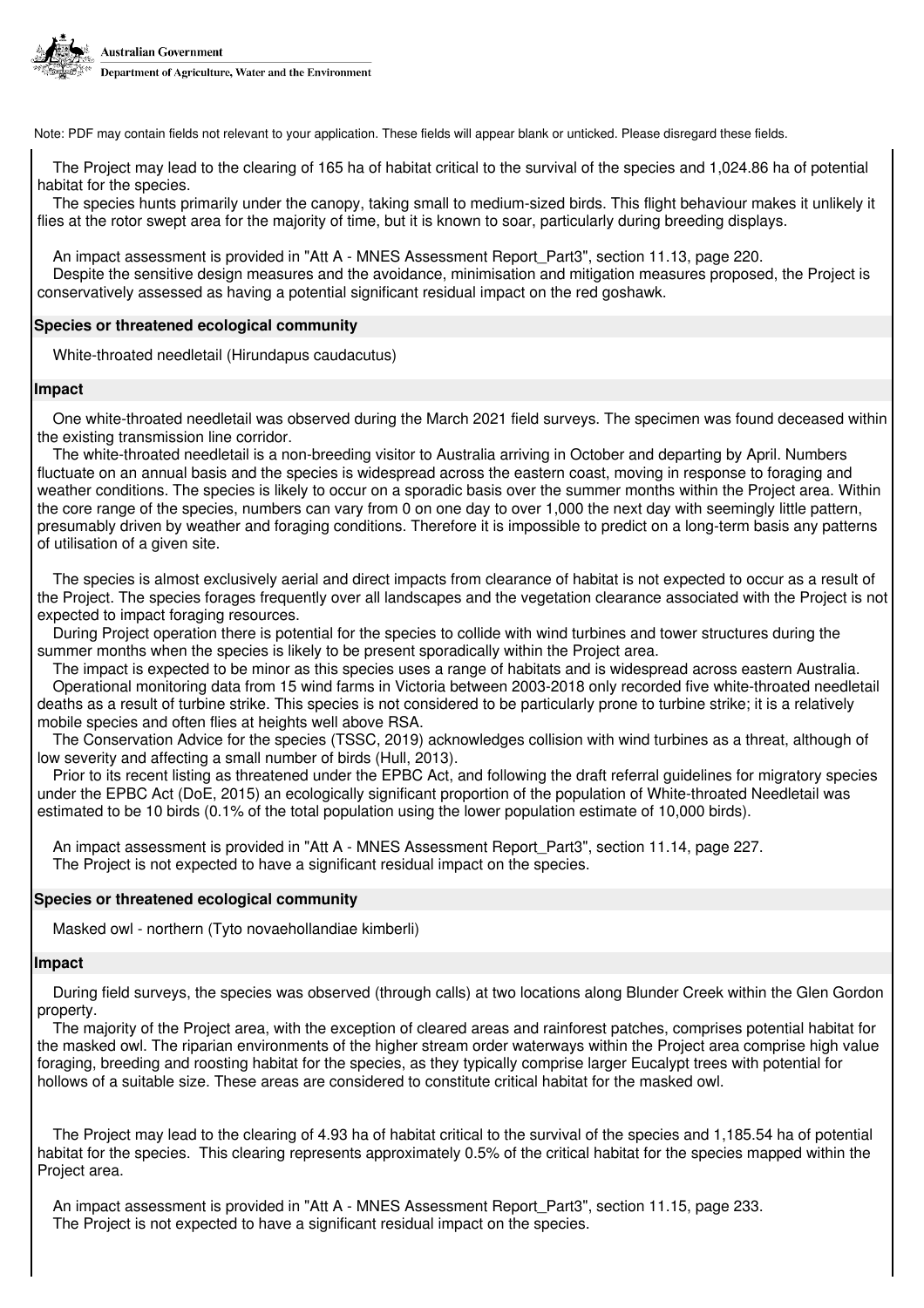The Project may lead to the clearing of 165 ha of habitat critical to the survival of the species and 1,024.86 ha of potential habitat for the species.

The species hunts primarily under the canopy, taking small to medium-sized birds. This flight behaviour makes it unlikely it flies at the rotor swept area for the majority of time, but it is known to soar, particularly during breeding displays.

An impact assessment is provided in "Att A - MNES Assessment Report_Part3", section 11.13, page 220.

Despite the sensitive design measures and the avoidance, minimisation and mitigation measures proposed, the Project is conservatively assessed as having a potential significant residual impact on the red goshawk.

**Species or threatened ecological community**

White-throated needletail (Hirundapus caudacutus)

**Impact**

One white-throated needletail was observed during the March 2021 field surveys. The specimen was found deceased within the existing transmission line corridor.

The white-throated needletail is a non-breeding visitor to Australia arriving in October and departing by April. Numbers fluctuate on an annual basis and the species is widespread across the eastern coast, moving in response to foraging and weather conditions. The species is likely to occur on a sporadic basis over the summer months within the Project area. Within the core range of the species, numbers can vary from 0 on one day to over 1,000 the next day with seemingly little pattern, presumably driven by weather and foraging conditions. Therefore it is impossible to predict on a long-term basis any patterns of utilisation of a given site.

The species is almost exclusively aerial and direct impacts from clearance of habitat is not expected to occur as a result of the Project. The species forages frequently over all landscapes and the vegetation clearance associated with the Project is not expected to impact foraging resources.

During Project operation there is potential for the species to collide with wind turbines and tower structures during the summer months when the species is likely to be present sporadically within the Project area.

The impact is expected to be minor as this species uses a range of habitats and is widespread across eastern Australia.

Operational monitoring data from 15 wind farms in Victoria between 2003-2018 only recorded five white-throated needletail deaths as a result of turbine strike. This species is not considered to be particularly prone to turbine strike; it is a relatively mobile species and often flies at heights well above RSA.

The Conservation Advice for the species (TSSC, 2019) acknowledges collision with wind turbines as a threat, although of low severity and affecting a small number of birds (Hull, 2013).

Prior to its recent listing as threatened under the EPBC Act, and following the draft referral guidelines for migratory species under the EPBC Act (DoE, 2015) an ecologically significant proportion of the population of White-throated Needletail was estimated to be 10 birds (0.1% of the total population using the lower population estimate of 10,000 birds).

An impact assessment is provided in "Att A - MNES Assessment Report_Part3", section 11.14, page 227.

The Project is not expected to have a significant residual impact on the species.

**Species or threatened ecological community**

Masked owl - northern (Tyto novaehollandiae kimberli)

**Impact**

During field surveys, the species was observed (through calls) at two locations along Blunder Creek within the Glen Gordon property.

The majority of the Project area, with the exception of cleared areas and rainforest patches, comprises potential habitat for the masked owl. The riparian environments of the higher stream order waterways within the Project area comprise high value foraging, breeding and roosting habitat for the species, as they typically comprise larger Eucalypt trees with potential for hollows of a suitable size. These areas are considered to constitute critical habitat for the masked owl.

The Project may lead to the clearing of 4.93 ha of habitat critical to the survival of the species and 1,185.54 ha of potential habitat for the species. This clearing represents approximately 0.5% of the critical habitat for the species mapped within the Project area.

An impact assessment is provided in "Att A - MNES Assessment Report_Part3", section 11.15, page 233.

The Project is not expected to have a significant residual impact on the species.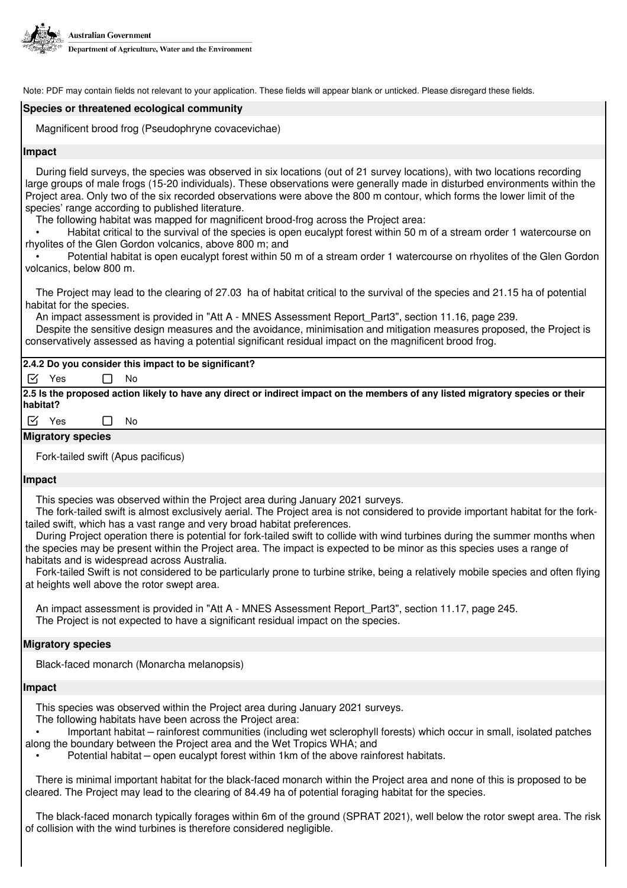Note: PDF may contain fields not relevant to your application. These fields will appear blank or unticked. Please disregard these fields.

**Species or threatened ecological community**

Magnificent brood frog (Pseudophryne covacevichae)

**Impact**

During field surveys, the species was observed in six locations (out of 21 survey locations), with two locations recording large groups of male frogs (15-20 individuals). These observations were generally made in disturbed environments within the Project area. Only two of the six recorded observations were above the 800 m contour, which forms the lower limit of the species' range according to published literature.

The following habitat was mapped for magnificent brood-frog across the Project area:

- Habitat critical to the survival of the species is open eucalypt forest within 50 m of a stream order 1 watercourse on rhyolites of the Glen Gordon volcanics, above 800 m; and
- Potential habitat is open eucalypt forest within 50 m of a stream order 1 watercourse on rhyolites of the Glen Gordon volcanics, below 800 m.

The Project may lead to the clearing of 27.03 ha of habitat critical to the survival of the species and 21.15 ha of potential habitat for the species.

An impact assessment is provided in "Att A - MNES Assessment Report_Part3", section 11.16, page 239.

Despite the sensitive design measures and the avoidance, minimisation and mitigation measures proposed, the Project is conservatively assessed as having a potential significant residual impact on the magnificent brood frog.

**2.4.2 Do you consider this impact to be significant?**

☑ Yes ☐ No

**2.5 Is the proposed action likely to have any direct or indirect impact on the members of any listed migratory species or their habitat?**

☑ Yes ☐ No

**Migratory species**

Fork-tailed swift (Apus pacificus)

**Impact**

This species was observed within the Project area during January 2021 surveys.

The fork-tailed swift is almost exclusively aerial. The Project area is not considered to provide important habitat for the fork-tailed swift, which has a vast range and very broad habitat preferences.

During Project operation there is potential for fork-tailed swift to collide with wind turbines during the summer months when the species may be present within the Project area. The impact is expected to be minor as this species uses a range of habitats and is widespread across Australia.

Fork-tailed Swift is not considered to be particularly prone to turbine strike, being a relatively mobile species and often flying at heights well above the rotor swept area.

An impact assessment is provided in "Att A - MNES Assessment Report_Part3", section 11.17, page 245.

The Project is not expected to have a significant residual impact on the species.

**Migratory species**

Black-faced monarch (Monarcha melanopsis)

**Impact**

This species was observed within the Project area during January 2021 surveys.

The following habitats have been across the Project area:

- Important habitat – rainforest communities (including wet sclerophyll forests) which occur in small, isolated patches along the boundary between the Project area and the Wet Tropics WHA; and
- Potential habitat – open eucalypt forest within 1km of the above rainforest habitats.

There is minimal important habitat for the black-faced monarch within the Project area and none of this is proposed to be cleared. The Project may lead to the clearing of 84.49 ha of potential foraging habitat for the species.

The black-faced monarch typically forages within 6m of the ground (SPRAT 2021), well below the rotor swept area. The risk of collision with the wind turbines is therefore considered negligible.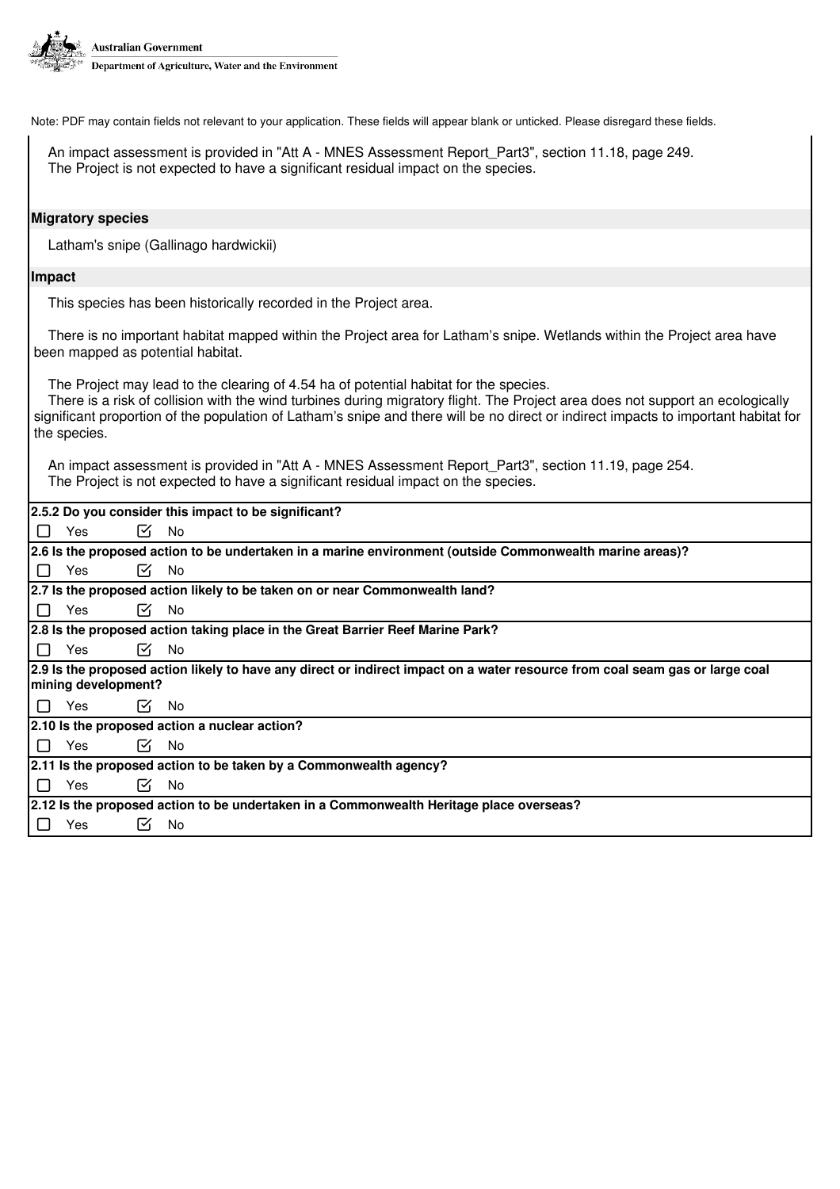Note: PDF may contain fields not relevant to your application. These fields will appear blank or unticked. Please disregard these fields.

An impact assessment is provided in "Att A - MNES Assessment Report_Part3", section 11.18, page 249.
The Project is not expected to have a significant residual impact on the species.

**Migratory species**

Latham's snipe (Gallinago hardwickii)

**Impact**

This species has been historically recorded in the Project area.

There is no important habitat mapped within the Project area for Latham's snipe. Wetlands within the Project area have been mapped as potential habitat.

The Project may lead to the clearing of 4.54 ha of potential habitat for the species.
There is a risk of collision with the wind turbines during migratory flight. The Project area does not support an ecologically significant proportion of the population of Latham's snipe and there will be no direct or indirect impacts to important habitat for the species.

An impact assessment is provided in "Att A - MNES Assessment Report_Part3", section 11.19, page 254.
The Project is not expected to have a significant residual impact on the species.

**2.5.2 Do you consider this impact to be significant?**

☐ Yes ☑ No

**2.6 Is the proposed action to be undertaken in a marine environment (outside Commonwealth marine areas)?**

☐ Yes ☑ No

**2.7 Is the proposed action likely to be taken on or near Commonwealth land?**

☐ Yes ☑ No

**2.8 Is the proposed action taking place in the Great Barrier Reef Marine Park?**

☐ Yes ☑ No

**2.9 Is the proposed action likely to have any direct or indirect impact on a water resource from coal seam gas or large coal mining development?**

☐ Yes ☑ No

**2.10 Is the proposed action a nuclear action?**

☐ Yes ☑ No

**2.11 Is the proposed action to be taken by a Commonwealth agency?**

☐ Yes ☑ No

**2.12 Is the proposed action to be undertaken in a Commonwealth Heritage place overseas?**

☐ Yes ☑ No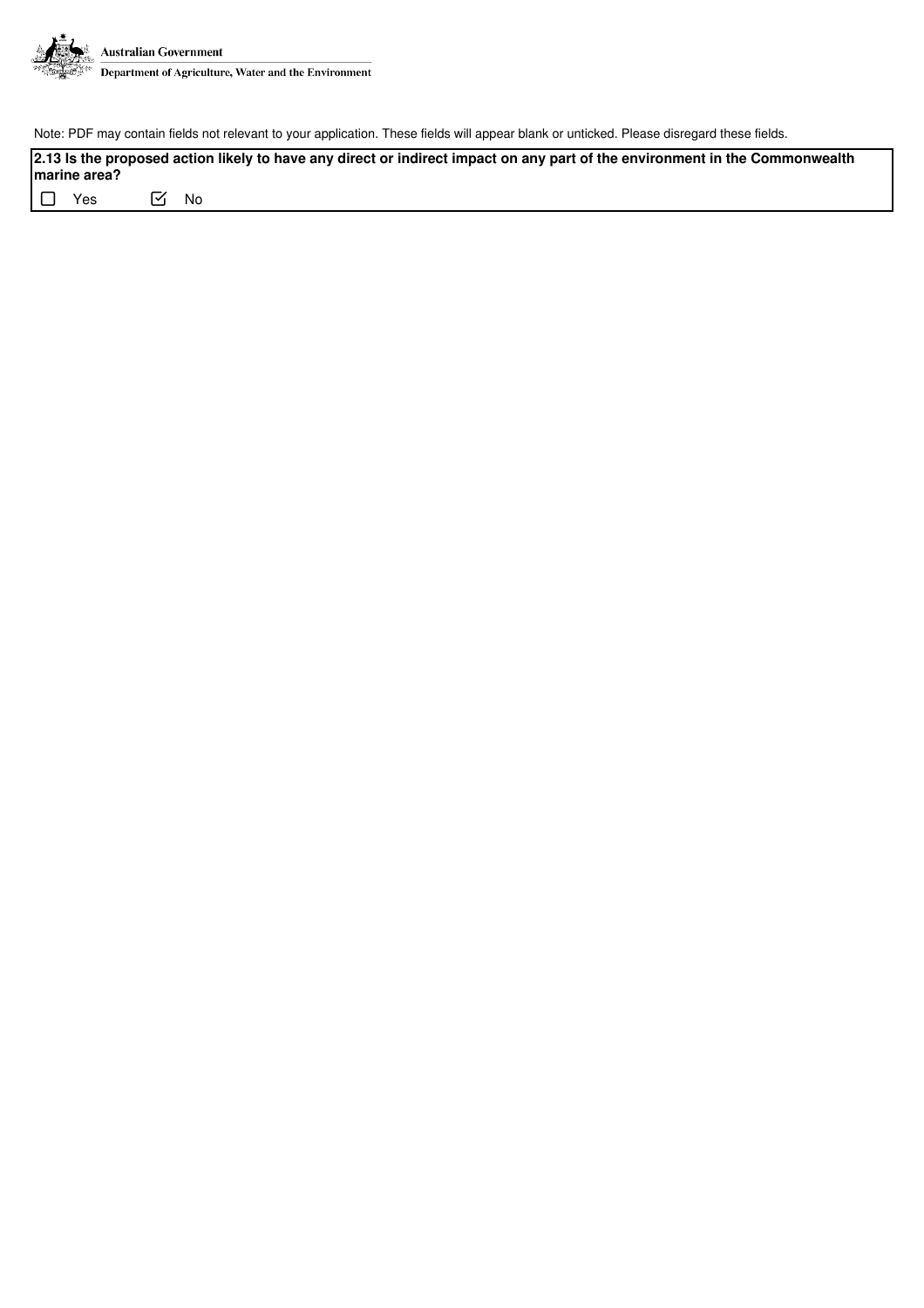Note: PDF may contain fields not relevant to your application. These fields will appear blank or unticked. Please disregard these fields.

**2.13 Is the proposed action likely to have any direct or indirect impact on any part of the environment in the Commonwealth marine area?**

☐ Yes ☑ No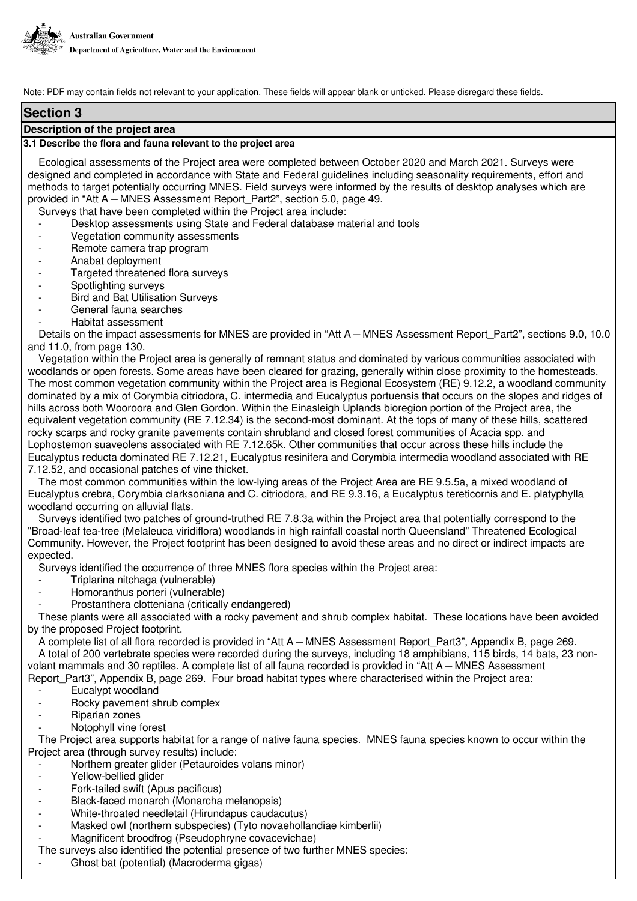Note: PDF may contain fields not relevant to your application. These fields will appear blank or unticked. Please disregard these fields.

## Section 3

### Description of the project area

#### 3.1 Describe the flora and fauna relevant to the project area

Ecological assessments of the Project area were completed between October 2020 and March 2021. Surveys were designed and completed in accordance with State and Federal guidelines including seasonality requirements, effort and methods to target potentially occurring MNES. Field surveys were informed by the results of desktop analyses which are provided in "Att A – MNES Assessment Report_Part2", section 5.0, page 49.

Surveys that have been completed within the Project area include:

- Desktop assessments using State and Federal database material and tools
- Vegetation community assessments
- Remote camera trap program
- Anabat deployment
- Targeted threatened flora surveys
- Spotlighting surveys
- Bird and Bat Utilisation Surveys
- General fauna searches
- Habitat assessment

Details on the impact assessments for MNES are provided in "Att A – MNES Assessment Report_Part2", sections 9.0, 10.0 and 11.0, from page 130.

Vegetation within the Project area is generally of remnant status and dominated by various communities associated with woodlands or open forests. Some areas have been cleared for grazing, generally within close proximity to the homesteads. The most common vegetation community within the Project area is Regional Ecosystem (RE) 9.12.2, a woodland community dominated by a mix of Corymbia citriodora, C. intermedia and Eucalyptus portuensis that occurs on the slopes and ridges of hills across both Wooroora and Glen Gordon. Within the Einasleigh Uplands bioregion portion of the Project area, the equivalent vegetation community (RE 7.12.34) is the second-most dominant. At the tops of many of these hills, scattered rocky scarps and rocky granite pavements contain shrubland and closed forest communities of Acacia spp. and Lophostemon suaveolens associated with RE 7.12.65k. Other communities that occur across these hills include the Eucalyptus reducta dominated RE 7.12.21, Eucalyptus resinifera and Corymbia intermedia woodland associated with RE 7.12.52, and occasional patches of vine thicket.

The most common communities within the low-lying areas of the Project Area are RE 9.5.5a, a mixed woodland of Eucalyptus crebra, Corymbia clarksoniana and C. citriodora, and RE 9.3.16, a Eucalyptus tereticornis and E. platyphylla woodland occurring on alluvial flats.

Surveys identified two patches of ground-truthed RE 7.8.3a within the Project area that potentially correspond to the "Broad-leaf tea-tree (Melaleuca viridiflora) woodlands in high rainfall coastal north Queensland" Threatened Ecological Community. However, the Project footprint has been designed to avoid these areas and no direct or indirect impacts are expected.

Surveys identified the occurrence of three MNES flora species within the Project area:

- Triplarina nitchaga (vulnerable)
- Homoranthus porteri (vulnerable)
- Prostanthera clotteniana (critically endangered)

These plants were all associated with a rocky pavement and shrub complex habitat. These locations have been avoided by the proposed Project footprint.

A complete list of all flora recorded is provided in "Att A – MNES Assessment Report_Part3", Appendix B, page 269.

A total of 200 vertebrate species were recorded during the surveys, including 18 amphibians, 115 birds, 14 bats, 23 non-volant mammals and 30 reptiles. A complete list of all fauna recorded is provided in "Att A – MNES Assessment Report_Part3", Appendix B, page 269. Four broad habitat types where characterised within the Project area:

- Eucalypt woodland
- Rocky pavement shrub complex
- Riparian zones
- Notophyll vine forest

The Project area supports habitat for a range of native fauna species. MNES fauna species known to occur within the Project area (through survey results) include:

- Northern greater glider (Petauroides volans minor)
- Yellow-bellied glider
- Fork-tailed swift (Apus pacificus)
- Black-faced monarch (Monarcha melanopsis)
- White-throated needletail (Hirundapus caudacutus)
- Masked owl (northern subspecies) (Tyto novaehollandiae kimberlii)
- Magnificent broodfrog (Pseudophryne covacevichae)

The surveys also identified the potential presence of two further MNES species:

- Ghost bat (potential) (Macroderma gigas)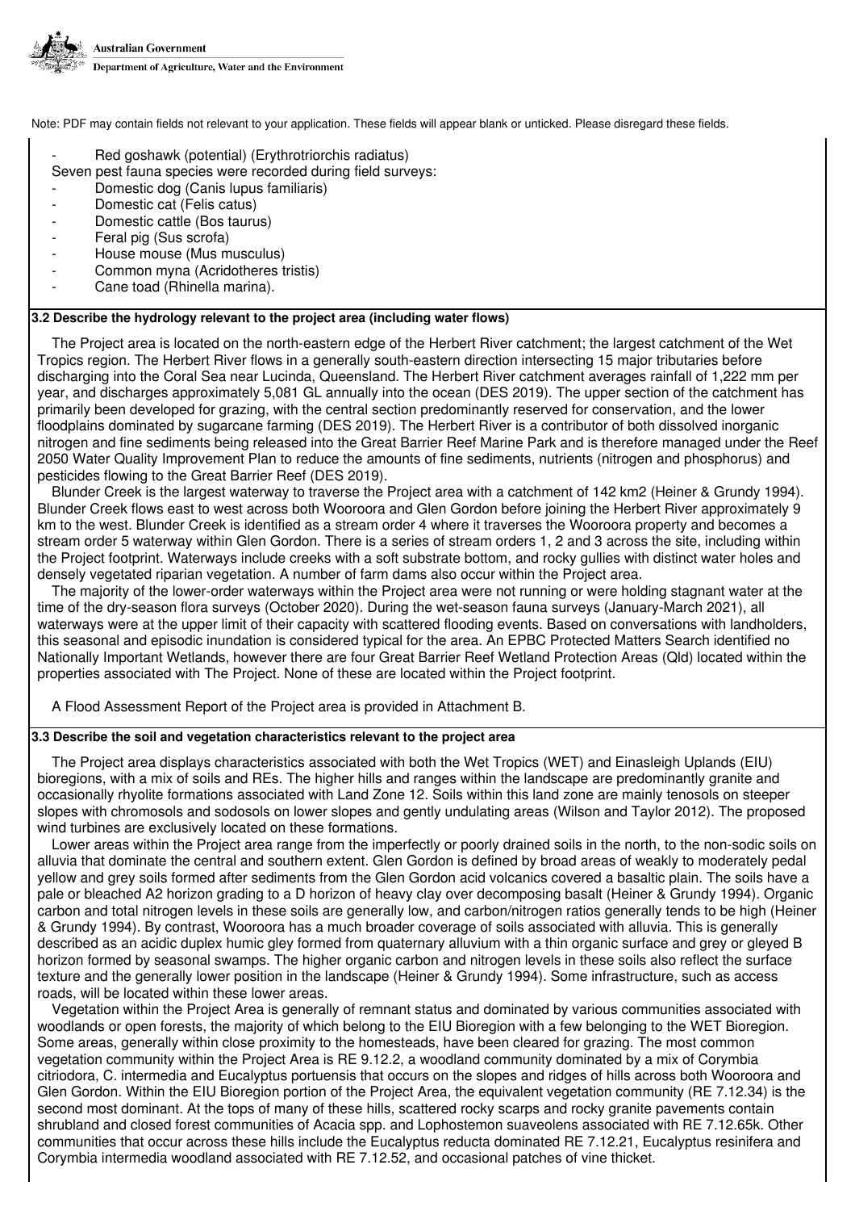- Red goshawk (potential) (Erythrotriorchis radiatus)

Seven pest fauna species were recorded during field surveys:

- Domestic dog (Canis lupus familiaris)
- Domestic cat (Felis catus)
- Domestic cattle (Bos taurus)
- Feral pig (Sus scrofa)
- House mouse (Mus musculus)
- Common myna (Acridotheres tristis)
- Cane toad (Rhinella marina).

**3.2 Describe the hydrology relevant to the project area (including water flows)**

The Project area is located on the north-eastern edge of the Herbert River catchment; the largest catchment of the Wet Tropics region. The Herbert River flows in a generally south-eastern direction intersecting 15 major tributaries before discharging into the Coral Sea near Lucinda, Queensland. The Herbert River catchment averages rainfall of 1,222 mm per year, and discharges approximately 5,081 GL annually into the ocean (DES 2019). The upper section of the catchment has primarily been developed for grazing, with the central section predominantly reserved for conservation, and the lower floodplains dominated by sugarcane farming (DES 2019). The Herbert River is a contributor of both dissolved inorganic nitrogen and fine sediments being released into the Great Barrier Reef Marine Park and is therefore managed under the Reef 2050 Water Quality Improvement Plan to reduce the amounts of fine sediments, nutrients (nitrogen and phosphorus) and pesticides flowing to the Great Barrier Reef (DES 2019).

Blunder Creek is the largest waterway to traverse the Project area with a catchment of 142 km2 (Heiner & Grundy 1994). Blunder Creek flows east to west across both Wooroora and Glen Gordon before joining the Herbert River approximately 9 km to the west. Blunder Creek is identified as a stream order 4 where it traverses the Wooroora property and becomes a stream order 5 waterway within Glen Gordon. There is a series of stream orders 1, 2 and 3 across the site, including within the Project footprint. Waterways include creeks with a soft substrate bottom, and rocky gullies with distinct water holes and densely vegetated riparian vegetation. A number of farm dams also occur within the Project area.

The majority of the lower-order waterways within the Project area were not running or were holding stagnant water at the time of the dry-season flora surveys (October 2020). During the wet-season fauna surveys (January-March 2021), all waterways were at the upper limit of their capacity with scattered flooding events. Based on conversations with landholders, this seasonal and episodic inundation is considered typical for the area. An EPBC Protected Matters Search identified no Nationally Important Wetlands, however there are four Great Barrier Reef Wetland Protection Areas (Qld) located within the properties associated with The Project. None of these are located within the Project footprint.

A Flood Assessment Report of the Project area is provided in Attachment B.

**3.3 Describe the soil and vegetation characteristics relevant to the project area**

The Project area displays characteristics associated with both the Wet Tropics (WET) and Einasleigh Uplands (EIU) bioregions, with a mix of soils and REs. The higher hills and ranges within the landscape are predominantly granite and occasionally rhyolite formations associated with Land Zone 12. Soils within this land zone are mainly tenosols on steeper slopes with chromosols and sodosols on lower slopes and gently undulating areas (Wilson and Taylor 2012). The proposed wind turbines are exclusively located on these formations.

Lower areas within the Project area range from the imperfectly or poorly drained soils in the north, to the non-sodic soils on alluvia that dominate the central and southern extent. Glen Gordon is defined by broad areas of weakly to moderately pedal yellow and grey soils formed after sediments from the Glen Gordon acid volcanics covered a basaltic plain. The soils have a pale or bleached A2 horizon grading to a D horizon of heavy clay over decomposing basalt (Heiner & Grundy 1994). Organic carbon and total nitrogen levels in these soils are generally low, and carbon/nitrogen ratios generally tends to be high (Heiner & Grundy 1994). By contrast, Wooroora has a much broader coverage of soils associated with alluvia. This is generally described as an acidic duplex humic gley formed from quaternary alluvium with a thin organic surface and grey or gleyed B horizon formed by seasonal swamps. The higher organic carbon and nitrogen levels in these soils also reflect the surface texture and the generally lower position in the landscape (Heiner & Grundy 1994). Some infrastructure, such as access roads, will be located within these lower areas.

Vegetation within the Project Area is generally of remnant status and dominated by various communities associated with woodlands or open forests, the majority of which belong to the EIU Bioregion with a few belonging to the WET Bioregion. Some areas, generally within close proximity to the homesteads, have been cleared for grazing. The most common vegetation community within the Project Area is RE 9.12.2, a woodland community dominated by a mix of Corymbia citriodora, C. intermedia and Eucalyptus portuensis that occurs on the slopes and ridges of hills across both Wooroora and Glen Gordon. Within the EIU Bioregion portion of the Project Area, the equivalent vegetation community (RE 7.12.34) is the second most dominant. At the tops of many of these hills, scattered rocky scarps and rocky granite pavements contain shrubland and closed forest communities of Acacia spp. and Lophostemon suaveolens associated with RE 7.12.65k. Other communities that occur across these hills include the Eucalyptus reducta dominated RE 7.12.21, Eucalyptus resinifera and Corymbia intermedia woodland associated with RE 7.12.52, and occasional patches of vine thicket.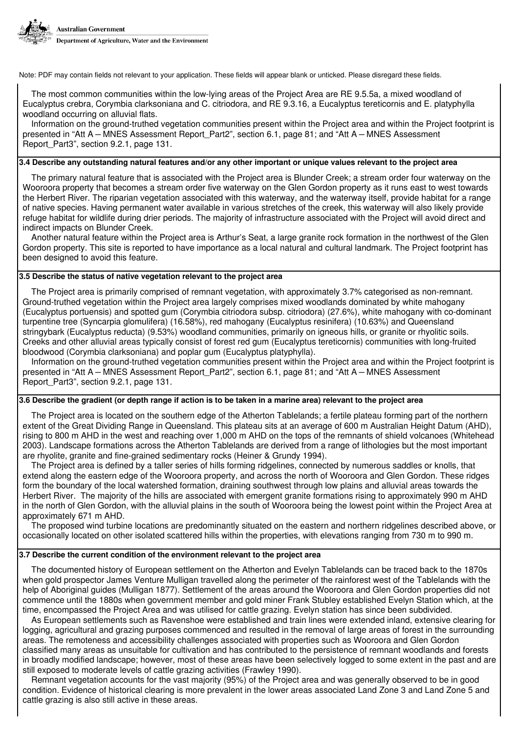Note: PDF may contain fields not relevant to your application. These fields will appear blank or unticked. Please disregard these fields.

The most common communities within the low-lying areas of the Project Area are RE 9.5.5a, a mixed woodland of Eucalyptus crebra, Corymbia clarksoniana and C. citriodora, and RE 9.3.16, a Eucalyptus tereticornis and E. platyphylla woodland occurring on alluvial flats.

Information on the ground-truthed vegetation communities present within the Project area and within the Project footprint is presented in "Att A – MNES Assessment Report_Part2", section 6.1, page 81; and "Att A – MNES Assessment Report_Part3", section 9.2.1, page 131.

### 3.4 Describe any outstanding natural features and/or any other important or unique values relevant to the project area

The primary natural feature that is associated with the Project area is Blunder Creek; a stream order four waterway on the Wooroora property that becomes a stream order five waterway on the Glen Gordon property as it runs east to west towards the Herbert River. The riparian vegetation associated with this waterway, and the waterway itself, provide habitat for a range of native species. Having permanent water available in various stretches of the creek, this waterway will also likely provide refuge habitat for wildlife during drier periods. The majority of infrastructure associated with the Project will avoid direct and indirect impacts on Blunder Creek.

Another natural feature within the Project area is Arthur's Seat, a large granite rock formation in the northwest of the Glen Gordon property. This site is reported to have importance as a local natural and cultural landmark. The Project footprint has been designed to avoid this feature.

### 3.5 Describe the status of native vegetation relevant to the project area

The Project area is primarily comprised of remnant vegetation, with approximately 3.7% categorised as non-remnant. Ground-truthed vegetation within the Project area largely comprises mixed woodlands dominated by white mahogany (Eucalyptus portuensis) and spotted gum (Corymbia citriodora subsp. citriodora) (27.6%), white mahogany with co-dominant turpentine tree (Syncarpia glomulifera) (16.58%), red mahogany (Eucalyptus resinifera) (10.63%) and Queensland stringybark (Eucalyptus reducta) (9.53%) woodland communities, primarily on igneous hills, or granite or rhyolitic soils. Creeks and other alluvial areas typically consist of forest red gum (Eucalyptus tereticornis) communities with long-fruited bloodwood (Corymbia clarksoniana) and poplar gum (Eucalyptus platyphylla).

Information on the ground-truthed vegetation communities present within the Project area and within the Project footprint is presented in "Att A – MNES Assessment Report_Part2", section 6.1, page 81; and "Att A – MNES Assessment Report_Part3", section 9.2.1, page 131.

### 3.6 Describe the gradient (or depth range if action is to be taken in a marine area) relevant to the project area

The Project area is located on the southern edge of the Atherton Tablelands; a fertile plateau forming part of the northern extent of the Great Dividing Range in Queensland. This plateau sits at an average of 600 m Australian Height Datum (AHD), rising to 800 m AHD in the west and reaching over 1,000 m AHD on the tops of the remnants of shield volcanoes (Whitehead 2003). Landscape formations across the Atherton Tablelands are derived from a range of lithologies but the most important are rhyolite, granite and fine-grained sedimentary rocks (Heiner & Grundy 1994).

The Project area is defined by a taller series of hills forming ridgelines, connected by numerous saddles or knolls, that extend along the eastern edge of the Wooroora property, and across the north of Wooroora and Glen Gordon. These ridges form the boundary of the local watershed formation, draining southwest through low plains and alluvial areas towards the Herbert River. The majority of the hills are associated with emergent granite formations rising to approximately 990 m AHD in the north of Glen Gordon, with the alluvial plains in the south of Wooroora being the lowest point within the Project Area at approximately 671 m AHD.

The proposed wind turbine locations are predominantly situated on the eastern and northern ridgelines described above, or occasionally located on other isolated scattered hills within the properties, with elevations ranging from 730 m to 990 m.

### 3.7 Describe the current condition of the environment relevant to the project area

The documented history of European settlement on the Atherton and Evelyn Tablelands can be traced back to the 1870s when gold prospector James Venture Mulligan travelled along the perimeter of the rainforest west of the Tablelands with the help of Aboriginal guides (Mulligan 1877). Settlement of the areas around the Wooroora and Glen Gordon properties did not commence until the 1880s when government member and gold miner Frank Stubley established Evelyn Station which, at the time, encompassed the Project Area and was utilised for cattle grazing. Evelyn station has since been subdivided.

As European settlements such as Ravenshoe were established and train lines were extended inland, extensive clearing for logging, agricultural and grazing purposes commenced and resulted in the removal of large areas of forest in the surrounding areas. The remoteness and accessibility challenges associated with properties such as Wooroora and Glen Gordon classified many areas as unsuitable for cultivation and has contributed to the persistence of remnant woodlands and forests in broadly modified landscape; however, most of these areas have been selectively logged to some extent in the past and are still exposed to moderate levels of cattle grazing activities (Frawley 1990).

Remnant vegetation accounts for the vast majority (95%) of the Project area and was generally observed to be in good condition. Evidence of historical clearing is more prevalent in the lower areas associated Land Zone 3 and Land Zone 5 and cattle grazing is also still active in these areas.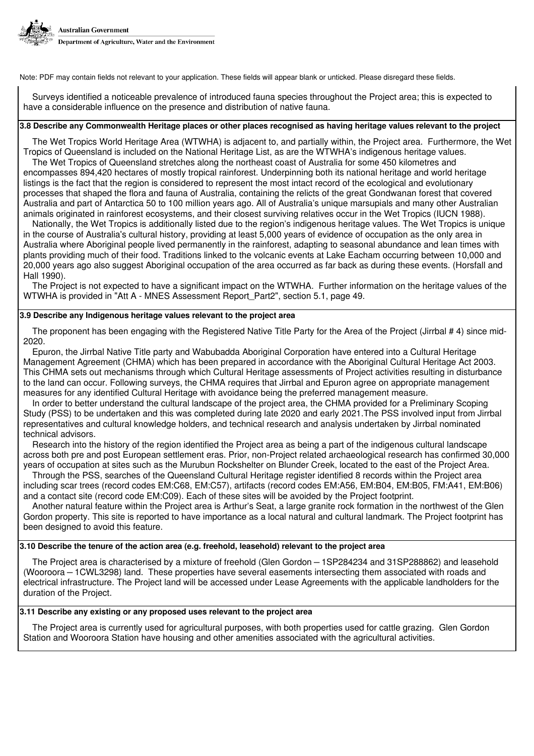Note: PDF may contain fields not relevant to your application. These fields will appear blank or unticked. Please disregard these fields.

Surveys identified a noticeable prevalence of introduced fauna species throughout the Project area; this is expected to have a considerable influence on the presence and distribution of native fauna.

**3.8 Describe any Commonwealth Heritage places or other places recognised as having heritage values relevant to the project**

The Wet Tropics World Heritage Area (WTWHA) is adjacent to, and partially within, the Project area. Furthermore, the Wet Tropics of Queensland is included on the National Heritage List, as are the WTWHA's indigenous heritage values.

The Wet Tropics of Queensland stretches along the northeast coast of Australia for some 450 kilometres and encompasses 894,420 hectares of mostly tropical rainforest. Underpinning both its national heritage and world heritage listings is the fact that the region is considered to represent the most intact record of the ecological and evolutionary processes that shaped the flora and fauna of Australia, containing the relicts of the great Gondwanan forest that covered Australia and part of Antarctica 50 to 100 million years ago. All of Australia's unique marsupials and many other Australian animals originated in rainforest ecosystems, and their closest surviving relatives occur in the Wet Tropics (IUCN 1988).

Nationally, the Wet Tropics is additionally listed due to the region's indigenous heritage values. The Wet Tropics is unique in the course of Australia's cultural history, providing at least 5,000 years of evidence of occupation as the only area in Australia where Aboriginal people lived permanently in the rainforest, adapting to seasonal abundance and lean times with plants providing much of their food. Traditions linked to the volcanic events at Lake Eacham occurring between 10,000 and 20,000 years ago also suggest Aboriginal occupation of the area occurred as far back as during these events. (Horsfall and Hall 1990).

The Project is not expected to have a significant impact on the WTWHA. Further information on the heritage values of the WTWHA is provided in "Att A - MNES Assessment Report_Part2", section 5.1, page 49.

**3.9 Describe any Indigenous heritage values relevant to the project area**

The proponent has been engaging with the Registered Native Title Party for the Area of the Project (Jirrbal # 4) since mid-2020.

Epuron, the Jirrbal Native Title party and Wabubadda Aboriginal Corporation have entered into a Cultural Heritage Management Agreement (CHMA) which has been prepared in accordance with the Aboriginal Cultural Heritage Act 2003. This CHMA sets out mechanisms through which Cultural Heritage assessments of Project activities resulting in disturbance to the land can occur. Following surveys, the CHMA requires that Jirrbal and Epuron agree on appropriate management measures for any identified Cultural Heritage with avoidance being the preferred management measure.

In order to better understand the cultural landscape of the project area, the CHMA provided for a Preliminary Scoping Study (PSS) to be undertaken and this was completed during late 2020 and early 2021.The PSS involved input from Jirrbal representatives and cultural knowledge holders, and technical research and analysis undertaken by Jirrbal nominated technical advisors.

Research into the history of the region identified the Project area as being a part of the indigenous cultural landscape across both pre and post European settlement eras. Prior, non-Project related archaeological research has confirmed 30,000 years of occupation at sites such as the Murubun Rockshelter on Blunder Creek, located to the east of the Project Area.

Through the PSS, searches of the Queensland Cultural Heritage register identified 8 records within the Project area including scar trees (record codes EM:C68, EM:C57), artifacts (record codes EM:A56, EM:B04, EM:B05, FM:A41, EM:B06) and a contact site (record code EM:C09). Each of these sites will be avoided by the Project footprint.

Another natural feature within the Project area is Arthur's Seat, a large granite rock formation in the northwest of the Glen Gordon property. This site is reported to have importance as a local natural and cultural landmark. The Project footprint has been designed to avoid this feature.

**3.10 Describe the tenure of the action area (e.g. freehold, leasehold) relevant to the project area**

The Project area is characterised by a mixture of freehold (Glen Gordon – 1SP284234 and 31SP288862) and leasehold (Wooroora – 1CWL3298) land. These properties have several easements intersecting them associated with roads and electrical infrastructure. The Project land will be accessed under Lease Agreements with the applicable landholders for the duration of the Project.

**3.11 Describe any existing or any proposed uses relevant to the project area**

The Project area is currently used for agricultural purposes, with both properties used for cattle grazing. Glen Gordon Station and Wooroora Station have housing and other amenities associated with the agricultural activities.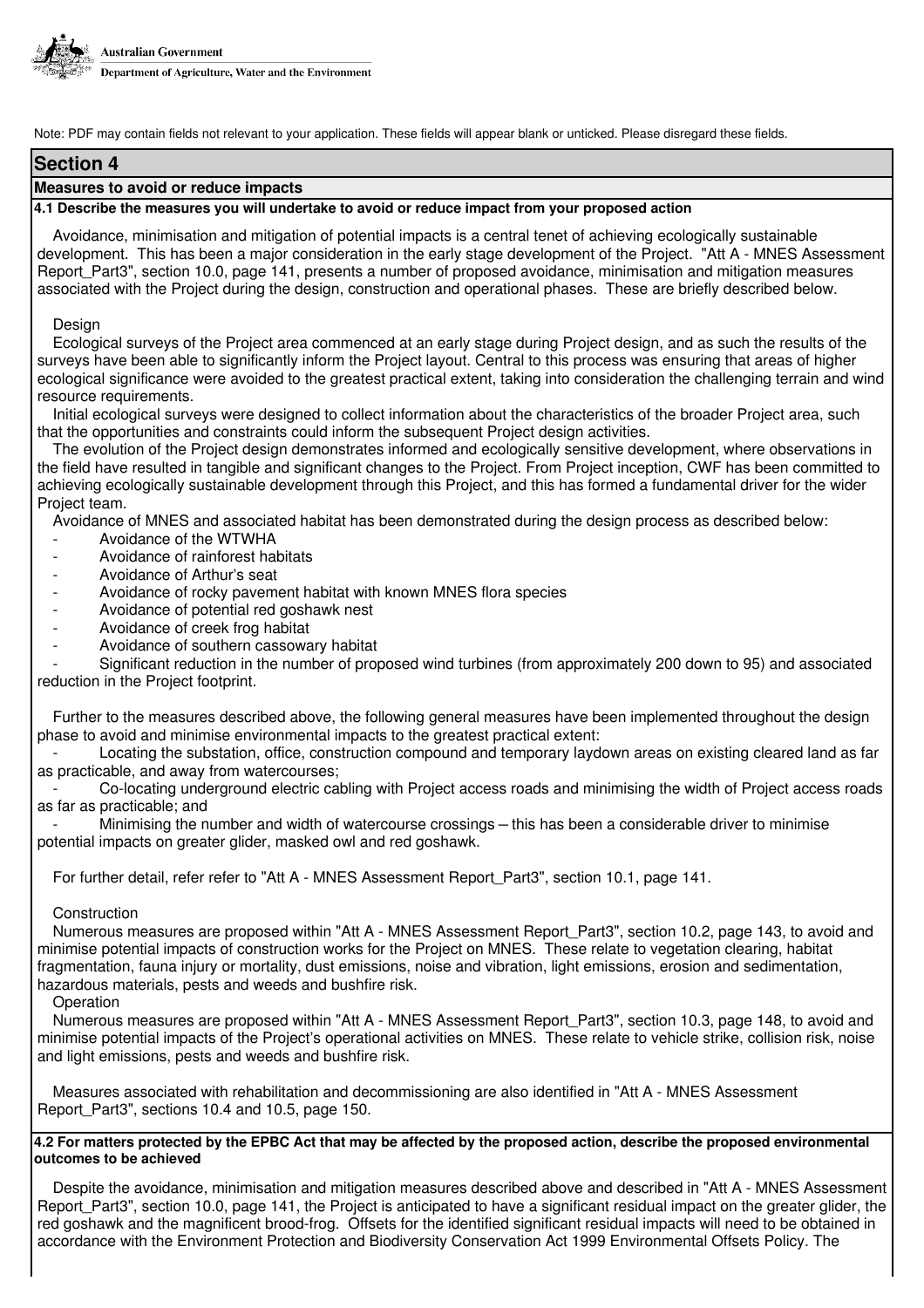Note: PDF may contain fields not relevant to your application. These fields will appear blank or unticked. Please disregard these fields.

## Section 4

### Measures to avoid or reduce impacts

**4.1 Describe the measures you will undertake to avoid or reduce impact from your proposed action**

Avoidance, minimisation and mitigation of potential impacts is a central tenet of achieving ecologically sustainable development. This has been a major consideration in the early stage development of the Project. "Att A - MNES Assessment Report_Part3", section 10.0, page 141, presents a number of proposed avoidance, minimisation and mitigation measures associated with the Project during the design, construction and operational phases. These are briefly described below.

Design

Ecological surveys of the Project area commenced at an early stage during Project design, and as such the results of the surveys have been able to significantly inform the Project layout. Central to this process was ensuring that areas of higher ecological significance were avoided to the greatest practical extent, taking into consideration the challenging terrain and wind resource requirements.

Initial ecological surveys were designed to collect information about the characteristics of the broader Project area, such that the opportunities and constraints could inform the subsequent Project design activities.

The evolution of the Project design demonstrates informed and ecologically sensitive development, where observations in the field have resulted in tangible and significant changes to the Project. From Project inception, CWF has been committed to achieving ecologically sustainable development through this Project, and this has formed a fundamental driver for the wider Project team.

Avoidance of MNES and associated habitat has been demonstrated during the design process as described below:

- Avoidance of the WTWHA
- Avoidance of rainforest habitats
- Avoidance of Arthur's seat
- Avoidance of rocky pavement habitat with known MNES flora species
- Avoidance of potential red goshawk nest
- Avoidance of creek frog habitat
- Avoidance of southern cassowary habitat
- Significant reduction in the number of proposed wind turbines (from approximately 200 down to 95) and associated reduction in the Project footprint.

Further to the measures described above, the following general measures have been implemented throughout the design phase to avoid and minimise environmental impacts to the greatest practical extent:

- Locating the substation, office, construction compound and temporary laydown areas on existing cleared land as far as practicable, and away from watercourses;
- Co-locating underground electric cabling with Project access roads and minimising the width of Project access roads as far as practicable; and
- Minimising the number and width of watercourse crossings – this has been a considerable driver to minimise potential impacts on greater glider, masked owl and red goshawk.

For further detail, refer refer to "Att A - MNES Assessment Report_Part3", section 10.1, page 141.

Construction

Numerous measures are proposed within "Att A - MNES Assessment Report_Part3", section 10.2, page 143, to avoid and minimise potential impacts of construction works for the Project on MNES. These relate to vegetation clearing, habitat fragmentation, fauna injury or mortality, dust emissions, noise and vibration, light emissions, erosion and sedimentation, hazardous materials, pests and weeds and bushfire risk.

Operation

Numerous measures are proposed within "Att A - MNES Assessment Report_Part3", section 10.3, page 148, to avoid and minimise potential impacts of the Project's operational activities on MNES. These relate to vehicle strike, collision risk, noise and light emissions, pests and weeds and bushfire risk.

Measures associated with rehabilitation and decommissioning are also identified in "Att A - MNES Assessment Report_Part3", sections 10.4 and 10.5, page 150.

**4.2 For matters protected by the EPBC Act that may be affected by the proposed action, describe the proposed environmental outcomes to be achieved**

Despite the avoidance, minimisation and mitigation measures described above and described in "Att A - MNES Assessment Report_Part3", section 10.0, page 141, the Project is anticipated to have a significant residual impact on the greater glider, the red goshawk and the magnificent brood-frog. Offsets for the identified significant residual impacts will need to be obtained in accordance with the Environment Protection and Biodiversity Conservation Act 1999 Environmental Offsets Policy. The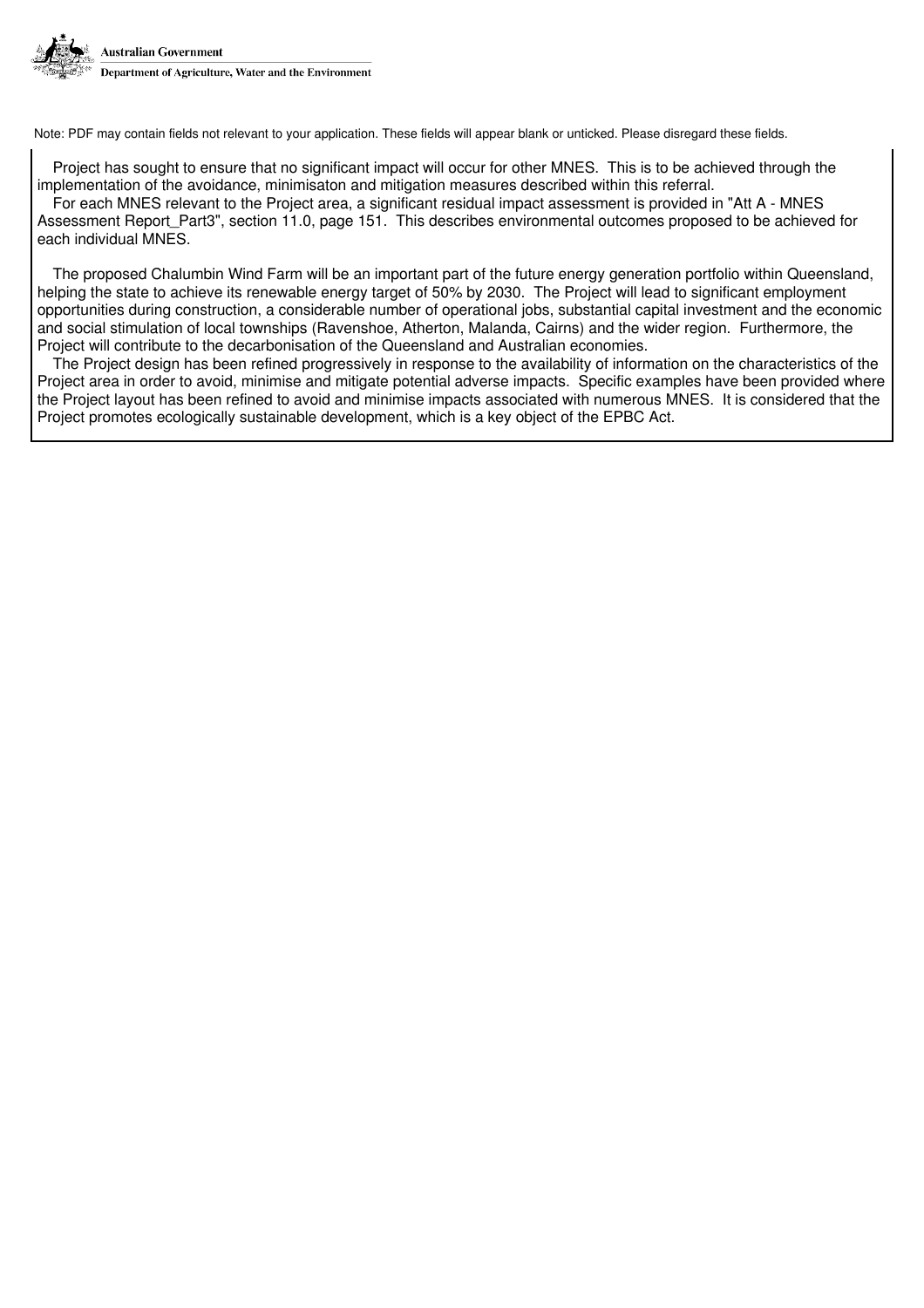Note: PDF may contain fields not relevant to your application. These fields will appear blank or unticked. Please disregard these fields.

Project has sought to ensure that no significant impact will occur for other MNES. This is to be achieved through the implementation of the avoidance, minimisaton and mitigation measures described within this referral.
For each MNES relevant to the Project area, a significant residual impact assessment is provided in "Att A - MNES Assessment Report_Part3", section 11.0, page 151. This describes environmental outcomes proposed to be achieved for each individual MNES.

The proposed Chalumbin Wind Farm will be an important part of the future energy generation portfolio within Queensland, helping the state to achieve its renewable energy target of 50% by 2030. The Project will lead to significant employment opportunities during construction, a considerable number of operational jobs, substantial capital investment and the economic and social stimulation of local townships (Ravenshoe, Atherton, Malanda, Cairns) and the wider region. Furthermore, the Project will contribute to the decarbonisation of the Queensland and Australian economies.
The Project design has been refined progressively in response to the availability of information on the characteristics of the Project area in order to avoid, minimise and mitigate potential adverse impacts. Specific examples have been provided where the Project layout has been refined to avoid and minimise impacts associated with numerous MNES. It is considered that the Project promotes ecologically sustainable development, which is a key object of the EPBC Act.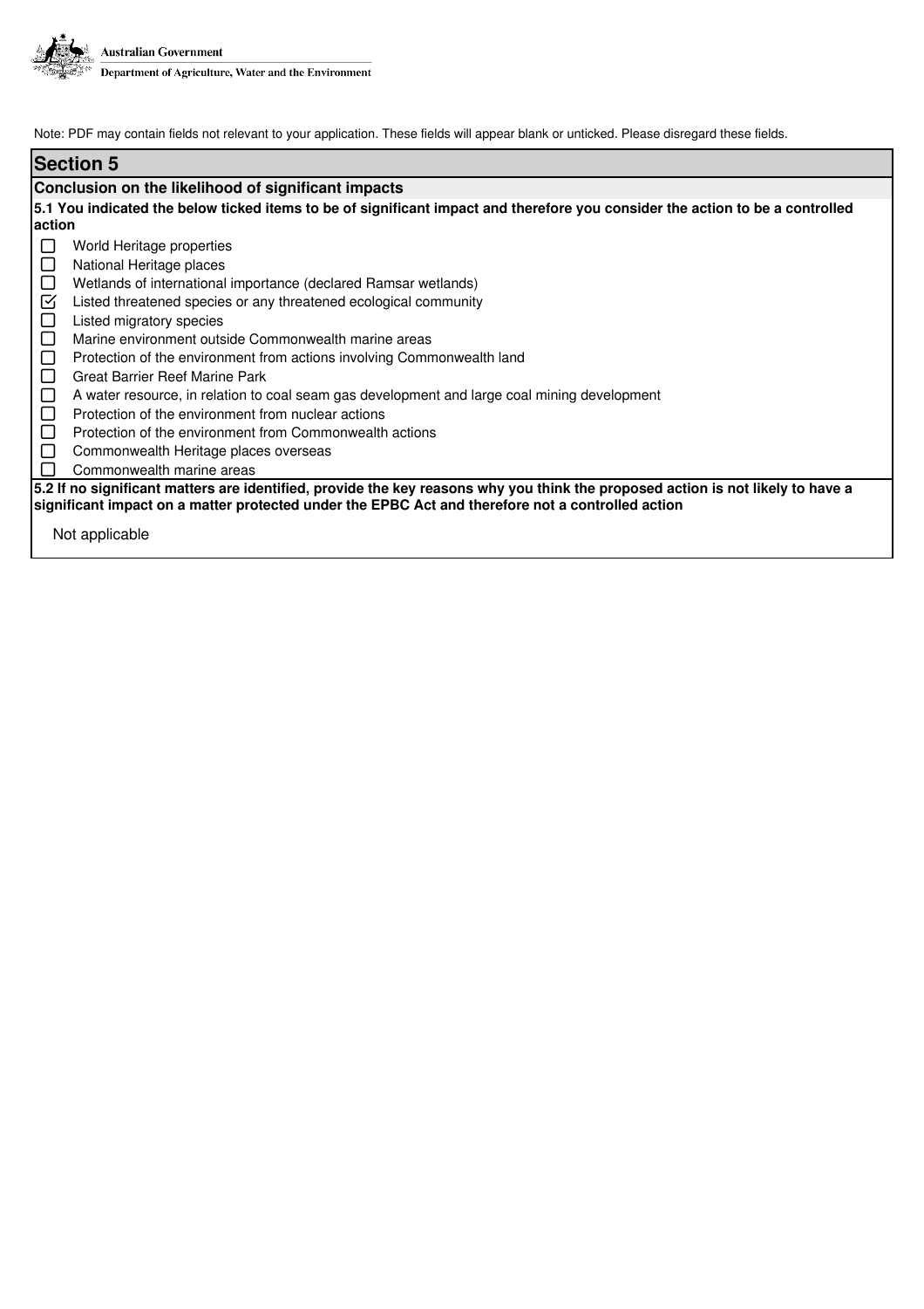Note: PDF may contain fields not relevant to your application. These fields will appear blank or unticked. Please disregard these fields.

## Section 5

### Conclusion on the likelihood of significant impacts

**5.1 You indicated the below ticked items to be of significant impact and therefore you consider the action to be a controlled action**

- [ ] World Heritage properties
- [ ] National Heritage places
- [ ] Wetlands of international importance (declared Ramsar wetlands)
- [x] Listed threatened species or any threatened ecological community
- [ ] Listed migratory species
- [ ] Marine environment outside Commonwealth marine areas
- [ ] Protection of the environment from actions involving Commonwealth land
- [ ] Great Barrier Reef Marine Park
- [ ] A water resource, in relation to coal seam gas development and large coal mining development
- [ ] Protection of the environment from nuclear actions
- [ ] Protection of the environment from Commonwealth actions
- [ ] Commonwealth Heritage places overseas
- [ ] Commonwealth marine areas

**5.2 If no significant matters are identified, provide the key reasons why you think the proposed action is not likely to have a significant impact on a matter protected under the EPBC Act and therefore not a controlled action**

Not applicable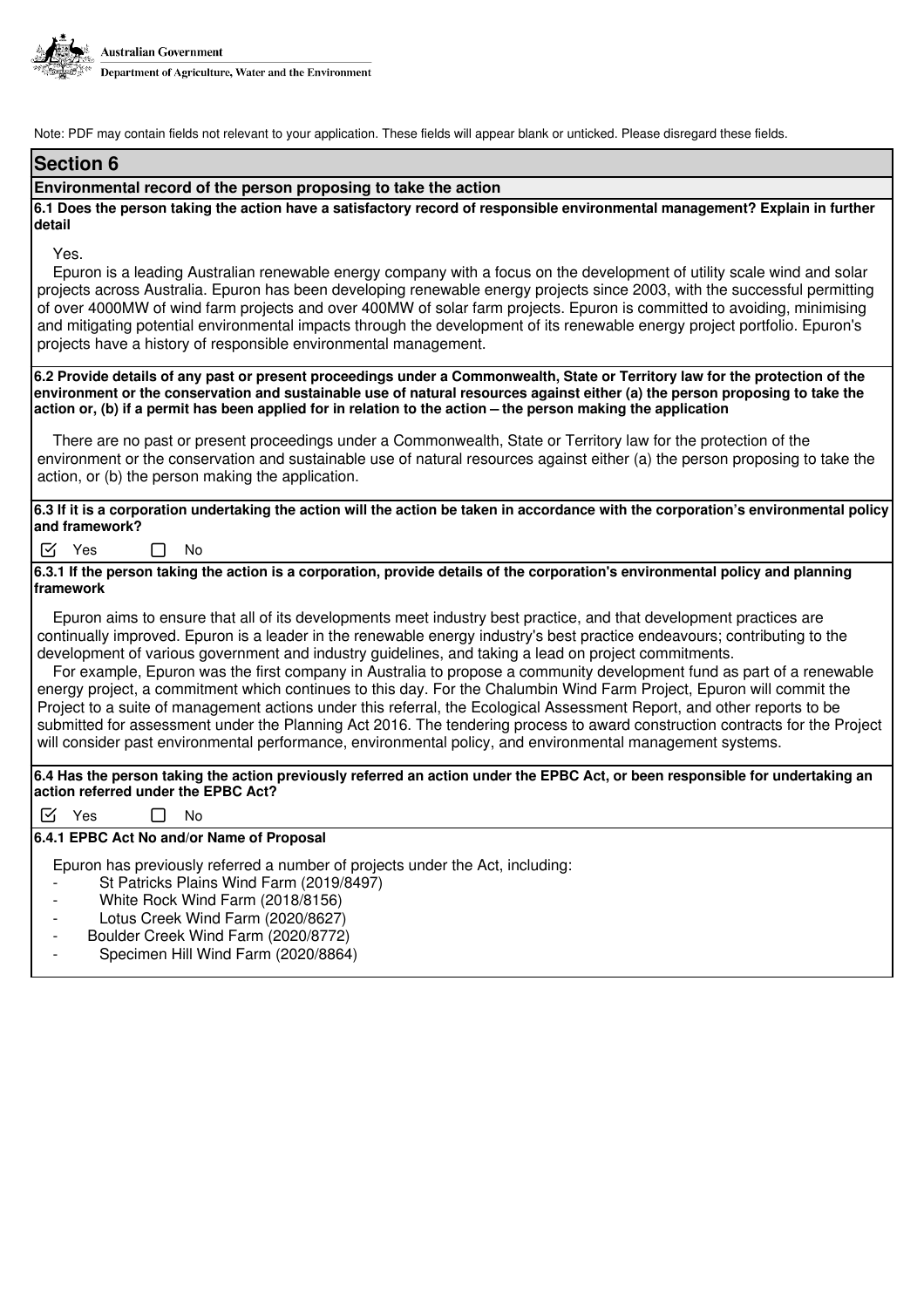Note: PDF may contain fields not relevant to your application. These fields will appear blank or unticked. Please disregard these fields.

## Section 6

### Environmental record of the person proposing to take the action

**6.1 Does the person taking the action have a satisfactory record of responsible environmental management? Explain in further detail**

Yes.

Epuron is a leading Australian renewable energy company with a focus on the development of utility scale wind and solar projects across Australia. Epuron has been developing renewable energy projects since 2003, with the successful permitting of over 4000MW of wind farm projects and over 400MW of solar farm projects. Epuron is committed to avoiding, minimising and mitigating potential environmental impacts through the development of its renewable energy project portfolio. Epuron's projects have a history of responsible environmental management.

**6.2 Provide details of any past or present proceedings under a Commonwealth, State or Territory law for the protection of the environment or the conservation and sustainable use of natural resources against either (a) the person proposing to take the action or, (b) if a permit has been applied for in relation to the action – the person making the application**

There are no past or present proceedings under a Commonwealth, State or Territory law for the protection of the environment or the conservation and sustainable use of natural resources against either (a) the person proposing to take the action, or (b) the person making the application.

**6.3 If it is a corporation undertaking the action will the action be taken in accordance with the corporation's environmental policy and framework?**

☑ Yes ☐ No

**6.3.1 If the person taking the action is a corporation, provide details of the corporation's environmental policy and planning framework**

Epuron aims to ensure that all of its developments meet industry best practice, and that development practices are continually improved. Epuron is a leader in the renewable energy industry's best practice endeavours; contributing to the development of various government and industry guidelines, and taking a lead on project commitments.

For example, Epuron was the first company in Australia to propose a community development fund as part of a renewable energy project, a commitment which continues to this day. For the Chalumbin Wind Farm Project, Epuron will commit the Project to a suite of management actions under this referral, the Ecological Assessment Report, and other reports to be submitted for assessment under the Planning Act 2016. The tendering process to award construction contracts for the Project will consider past environmental performance, environmental policy, and environmental management systems.

**6.4 Has the person taking the action previously referred an action under the EPBC Act, or been responsible for undertaking an action referred under the EPBC Act?**

☑ Yes ☐ No

**6.4.1 EPBC Act No and/or Name of Proposal**

Epuron has previously referred a number of projects under the Act, including:

- St Patricks Plains Wind Farm (2019/8497)
- White Rock Wind Farm (2018/8156)
- Lotus Creek Wind Farm (2020/8627)
- Boulder Creek Wind Farm (2020/8772)
- Specimen Hill Wind Farm (2020/8864)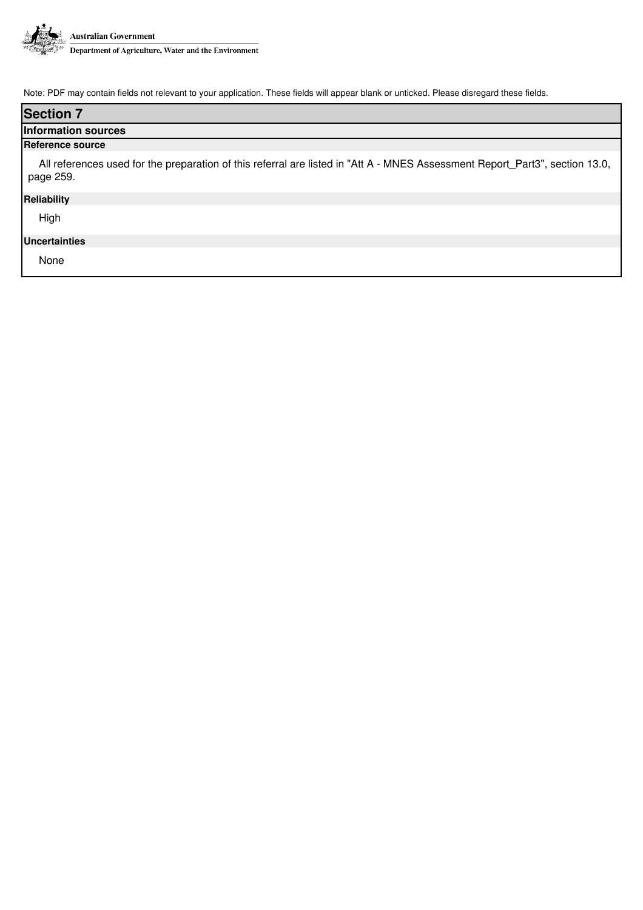Note: PDF may contain fields not relevant to your application. These fields will appear blank or unticked. Please disregard these fields.

## Section 7

### Information sources

**Reference source**

All references used for the preparation of this referral are listed in "Att A - MNES Assessment Report_Part3", section 13.0, page 259.

**Reliability**

High

**Uncertainties**

None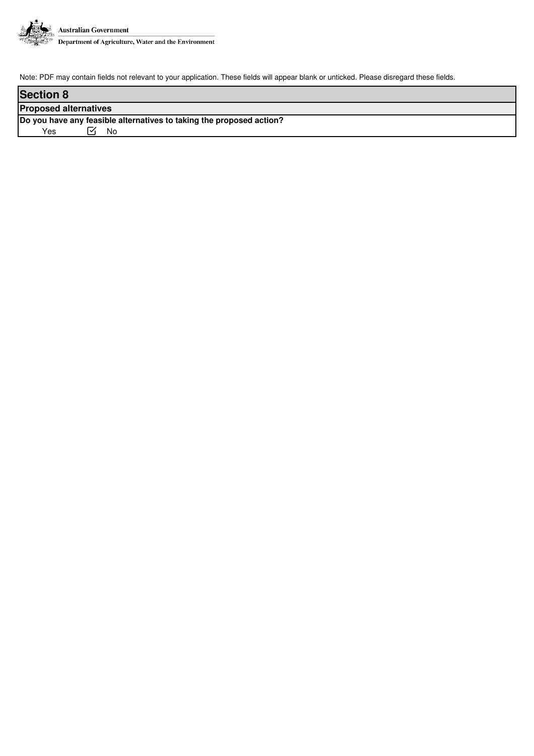Note: PDF may contain fields not relevant to your application. These fields will appear blank or unticked. Please disregard these fields.

## Section 8

### Proposed alternatives

**Do you have any feasible alternatives to taking the proposed action?**

Yes ☑ No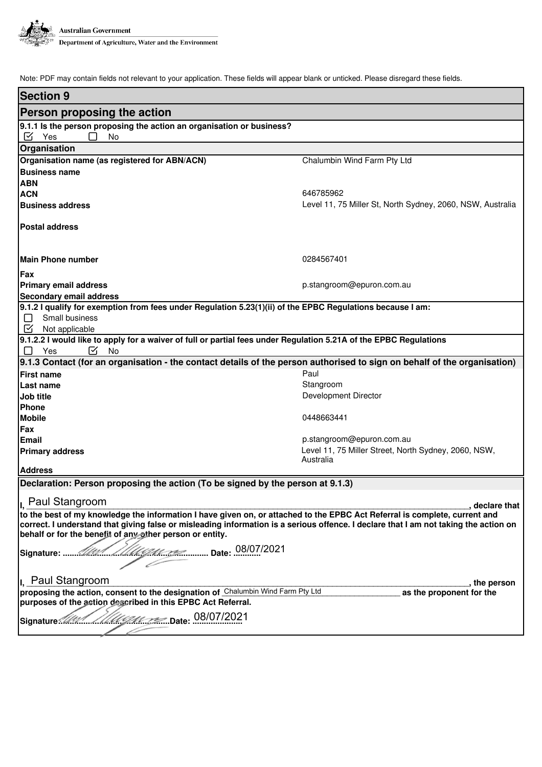Australian Government
Department of Agriculture, Water and the Environment

Note: PDF may contain fields not relevant to your application. These fields will appear blank or unticked. Please disregard these fields.

## Section 9

## Person proposing the action

**9.1.1 Is the person proposing the action an organisation or business?**

☑ Yes ☐ No

### Organisation

| Field | Value |
|---|---|
| **Organisation name (as registered for ABN/ACN)** | Chalumbin Wind Farm Pty Ltd |
| **Business name** | |
| **ABN** | |
| **ACN** | 646785962 |
| **Business address** | Level 11, 75 Miller St, North Sydney, 2060, NSW, Australia |
| **Postal address** | |
| **Main Phone number** | 0284567401 |
| **Fax** | |
| **Primary email address** | p.stangroom@epuron.com.au |
| **Secondary email address** | |

**9.1.2 I qualify for exemption from fees under Regulation 5.23(1)(ii) of the EPBC Regulations because I am:**

☐ Small business
☑ Not applicable

**9.1.2.2 I would like to apply for a waiver of full or partial fees under Regulation 5.21A of the EPBC Regulations**

☐ Yes ☑ No

**9.1.3 Contact (for an organisation - the contact details of the person authorised to sign on behalf of the organisation)**

| Field | Value |
|---|---|
| **First name** | Paul |
| **Last name** | Stangroom |
| **Job title** | Development Director |
| **Phone** | |
| **Mobile** | 0448663441 |
| **Fax** | |
| **Email** | p.stangroom@epuron.com.au |
| **Primary address** | Level 11, 75 Miller Street, North Sydney, 2060, NSW, Australia |
| **Address** | |

**Declaration: Person proposing the action (To be signed by the person at 9.1.3)**

**I,** Paul Stangroom**, declare that to the best of my knowledge the information I have given on, or attached to the EPBC Act Referral is complete, current and correct. I understand that giving false or misleading information is a serious offence. I declare that I am not taking the action on behalf or for the benefit of any other person or entity.**

**Signature:** [signature] **Date:** 08/07/2021

**I,** Paul Stangroom**, the person proposing the action, consent to the designation of** Chalumbin Wind Farm Pty Ltd **as the proponent for the purposes of the action described in this EPBC Act Referral.**

**Signature** [signature] **Date:** 08/07/2021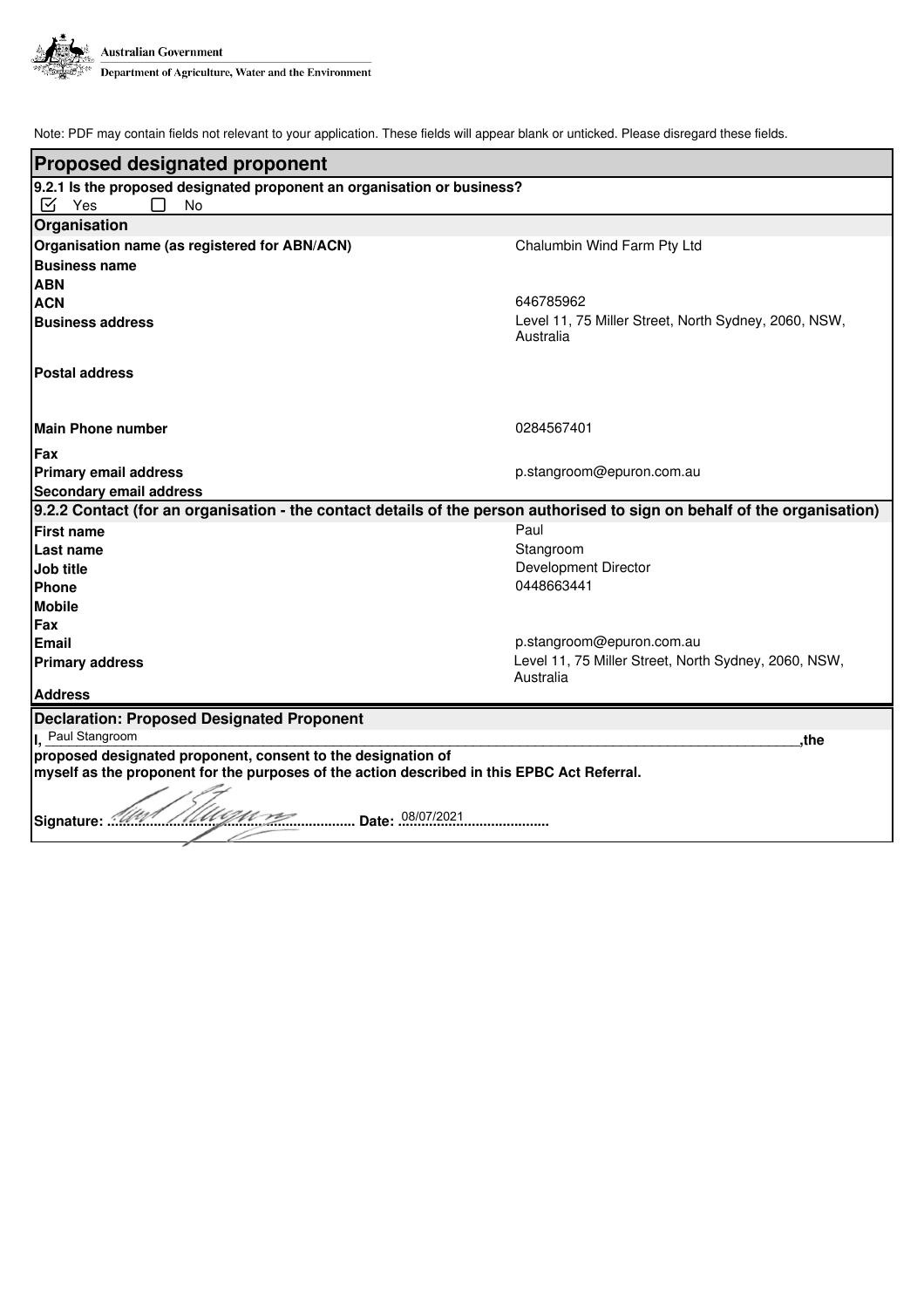Australian Government
Department of Agriculture, Water and the Environment

Note: PDF may contain fields not relevant to your application. These fields will appear blank or unticked. Please disregard these fields.

## Proposed designated proponent

**9.2.1 Is the proposed designated proponent an organisation or business?**

☑ Yes ☐ No

### Organisation

| | |
|---|---|
| **Organisation name (as registered for ABN/ACN)** | Chalumbin Wind Farm Pty Ltd |
| **Business name** | |
| **ABN** | |
| **ACN** | 646785962 |
| **Business address** | Level 11, 75 Miller Street, North Sydney, 2060, NSW, Australia |
| **Postal address** | |
| **Main Phone number** | 0284567401 |
| **Fax** | |
| **Primary email address** | p.stangroom@epuron.com.au |
| **Secondary email address** | |

### 9.2.2 Contact (for an organisation - the contact details of the person authorised to sign on behalf of the organisation)

| | |
|---|---|
| **First name** | Paul |
| **Last name** | Stangroom |
| **Job title** | Development Director |
| **Phone** | 0448663441 |
| **Mobile** | |
| **Fax** | |
| **Email** | p.stangroom@epuron.com.au |
| **Primary address** | Level 11, 75 Miller Street, North Sydney, 2060, NSW, Australia |
| **Address** | |

### Declaration: Proposed Designated Proponent

**I,** Paul Stangroom **,the proposed designated proponent, consent to the designation of myself as the proponent for the purposes of the action described in this EPBC Act Referral.**

**Signature:** [signature] **Date:** 08/07/2021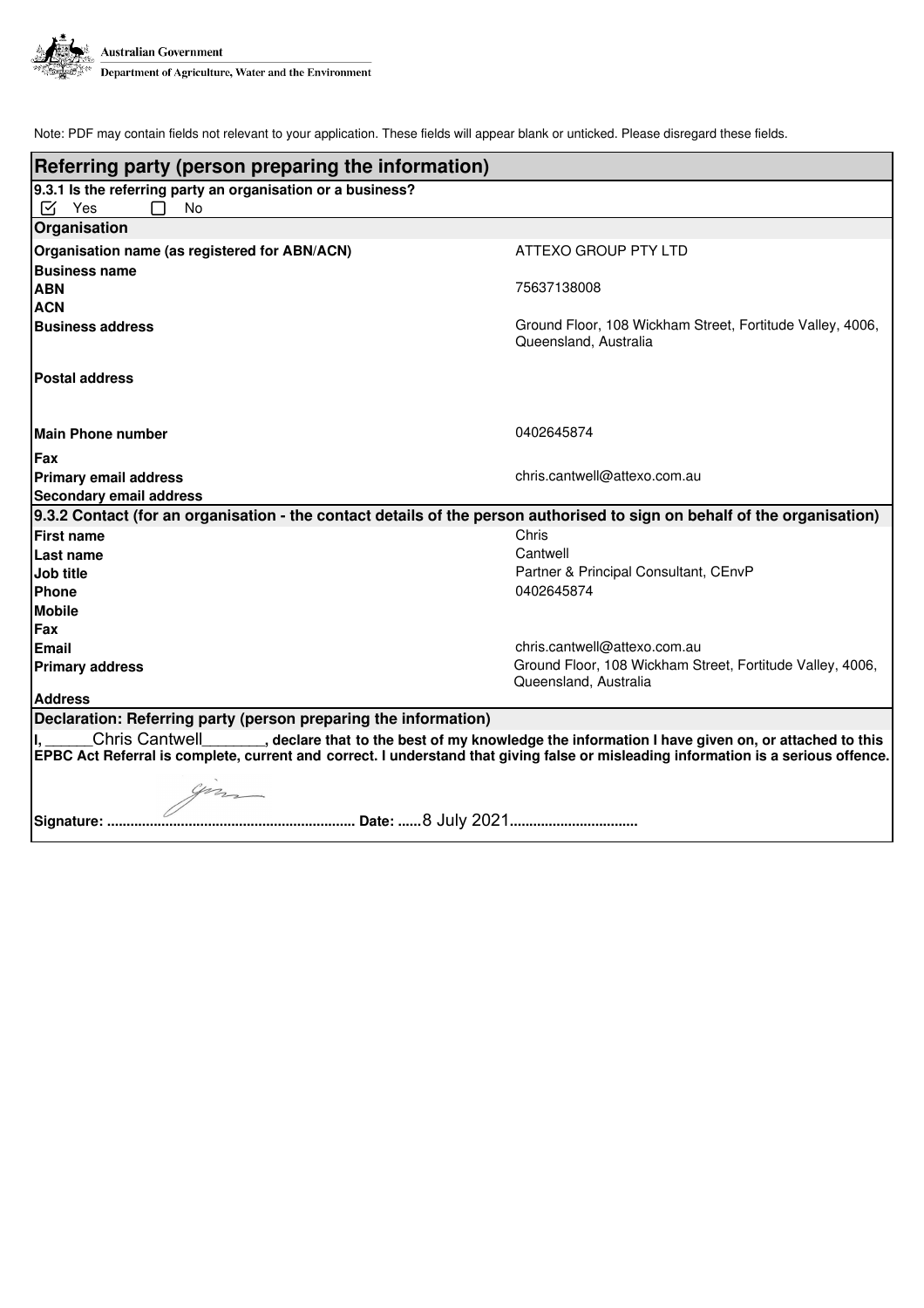Australian Government

Department of Agriculture, Water and the Environment

Note: PDF may contain fields not relevant to your application. These fields will appear blank or unticked. Please disregard these fields.

## Referring party (person preparing the information)

**9.3.1 Is the referring party an organisation or a business?**

☑ Yes ☐ No

### Organisation

| | |
|---|---|
| **Organisation name (as registered for ABN/ACN)** | ATTEXO GROUP PTY LTD |
| **Business name** | |
| **ABN** | 75637138008 |
| **ACN** | |
| **Business address** | Ground Floor, 108 Wickham Street, Fortitude Valley, 4006, Queensland, Australia |
| **Postal address** | |
| **Main Phone number** | 0402645874 |
| **Fax** | |
| **Primary email address** | chris.cantwell@attexo.com.au |
| **Secondary email address** | |

### 9.3.2 Contact (for an organisation - the contact details of the person authorised to sign on behalf of the organisation)

| | |
|---|---|
| **First name** | Chris |
| **Last name** | Cantwell |
| **Job title** | Partner & Principal Consultant, CEnvP |
| **Phone** | 0402645874 |
| **Mobile** | |
| **Fax** | |
| **Email** | chris.cantwell@attexo.com.au |
| **Primary address** | Ground Floor, 108 Wickham Street, Fortitude Valley, 4006, Queensland, Australia |
| **Address** | |

### Declaration: Referring party (person preparing the information)

**I, \_\_\_\_\_Chris Cantwell\_\_\_\_\_\_\_, declare that to the best of my knowledge the information I have given on, or attached to this EPBC Act Referral is complete, current and correct. I understand that giving false or misleading information is a serious offence.**

**Signature:** ............................................................... **Date:** ......8 July 2021................................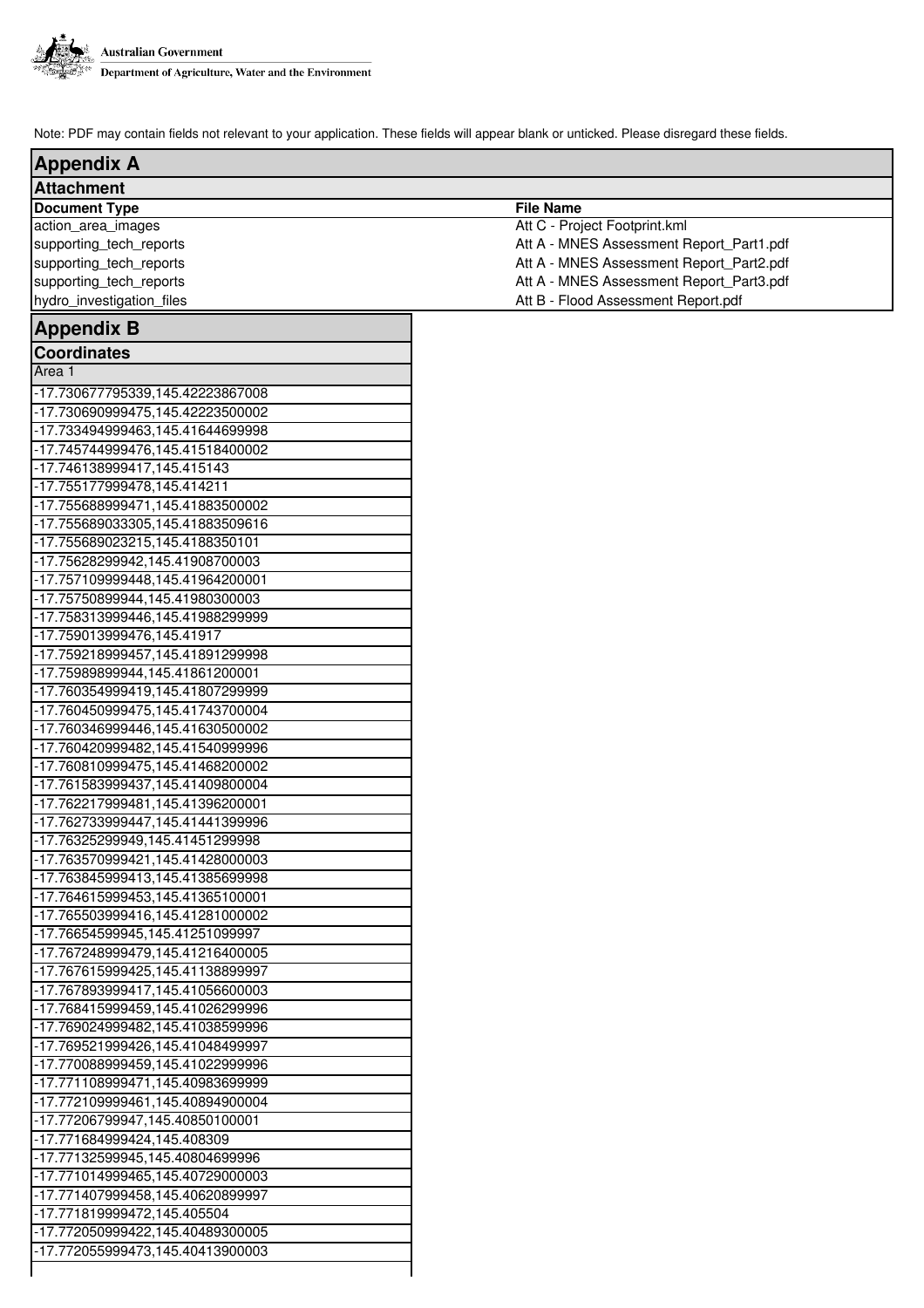Note: PDF may contain fields not relevant to your application. These fields will appear blank or unticked. Please disregard these fields.

## Appendix A

### Attachment

| Document Type | File Name |
|---|---|
| action_area_images | Att C - Project Footprint.kml |
| supporting_tech_reports | Att A - MNES Assessment Report_Part1.pdf |
| supporting_tech_reports | Att A - MNES Assessment Report_Part2.pdf |
| supporting_tech_reports | Att A - MNES Assessment Report_Part3.pdf |
| hydro_investigation_files | Att B - Flood Assessment Report.pdf |

## Appendix B

### Coordinates

| Area 1 |
|---|
| -17.730677795339,145.42223867008 |
| -17.730690999475,145.42223500002 |
| -17.733494999463,145.41644699998 |
| -17.745744999476,145.41518400002 |
| -17.746138999417,145.415143 |
| -17.751177999478,145.414211 |
| -17.755688999471,145.41883500002 |
| -17.755689033305,145.41883509616 |
| -17.755689023215,145.4188350101 |
| -17.75628299942,145.41908700003 |
| -17.757109999448,145.41964200001 |
| -17.75750899944,145.41980300003 |
| -17.758313999446,145.41988299999 |
| -17.759013999476,145.41917 |
| -17.759218999457,145.41891299998 |
| -17.75989899944,145.41861200001 |
| -17.760354999419,145.41807299999 |
| -17.760450999475,145.41743700004 |
| -17.760346999446,145.41630500002 |
| -17.760420999482,145.41540999996 |
| -17.760810999475,145.41468200002 |
| -17.761583999437,145.41409800004 |
| -17.762217999481,145.41396200001 |
| -17.762733999447,145.41441399996 |
| -17.76325299949,145.41451299998 |
| -17.763570999421,145.41428000003 |
| -17.763845999413,145.41385699998 |
| -17.764615999453,145.41365100001 |
| -17.765503999416,145.41281000002 |
| -17.76654599945,145.41251099997 |
| -17.767248999479,145.41216400005 |
| -17.767615999425,145.41138899997 |
| -17.767893999417,145.41056600003 |
| -17.768415999459,145.41026299996 |
| -17.769024999482,145.41038599996 |
| -17.769521999426,145.41048499997 |
| -17.770088999459,145.41022999996 |
| -17.771108999471,145.40983699999 |
| -17.772109999461,145.40894900004 |
| -17.77206799947,145.40850100001 |
| -17.771684999424,145.408309 |
| -17.77132599945,145.40804699996 |
| -17.771014999465,145.40729000003 |
| -17.771407999458,145.40620899997 |
| -17.771819999472,145.405504 |
| -17.772050999422,145.40489300005 |
| -17.772055999473,145.40413900003 |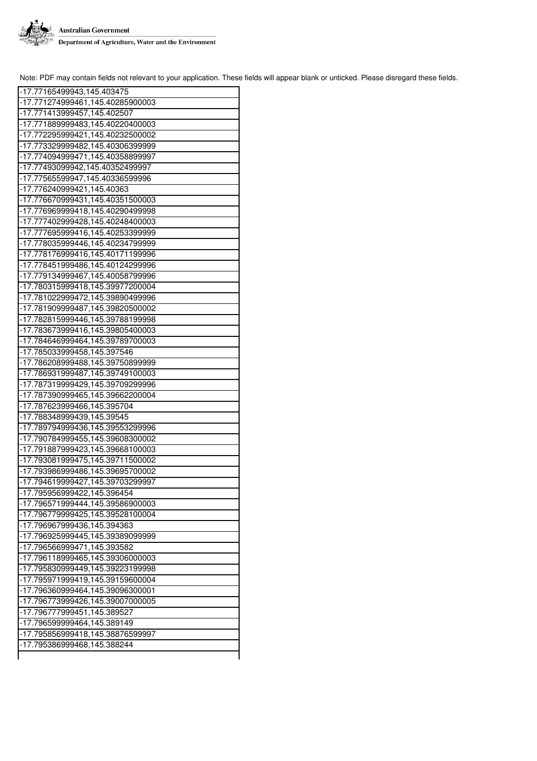Note: PDF may contain fields not relevant to your application. These fields will appear blank or unticked. Please disregard these fields.

| -17.77165499943,145.403475 |
|---|
| -17.771274999461,145.40285900003 |
| -17.771413999457,145.402507 |
| -17.771889999483,145.40220400003 |
| -17.772295999421,145.40232500002 |
| -17.773329999482,145.40306399999 |
| -17.774094999471,145.40358899997 |
| -17.77493099942,145.40352499997 |
| -17.77565599947,145.40336599996 |
| -17.776240999421,145.40363 |
| -17.776670999431,145.40351500003 |
| -17.776969999418,145.40290499998 |
| -17.777402999428,145.40248400003 |
| -17.777695999416,145.40253399999 |
| -17.778035999446,145.40234799999 |
| -17.778176999416,145.40171199996 |
| -17.778451999486,145.40124299996 |
| -17.779134999467,145.40058799996 |
| -17.780315999418,145.39977200004 |
| -17.781022999472,145.39890499996 |
| -17.781909999487,145.39820500002 |
| -17.782815999446,145.39788199998 |
| -17.783673999416,145.39805400003 |
| -17.784646999464,145.39789700003 |
| -17.785033999458,145.397546 |
| -17.786208999488,145.39750899999 |
| -17.786931999487,145.39749100003 |
| -17.787319999429,145.39709299996 |
| -17.787390999465,145.39662200004 |
| -17.787623999466,145.395704 |
| -17.788348999439,145.39545 |
| -17.789794999436,145.39553299996 |
| -17.790784999455,145.39608300002 |
| -17.791887999423,145.39668100003 |
| -17.793081999475,145.39711500002 |
| -17.793986999486,145.39695700002 |
| -17.794619999427,145.39703299997 |
| -17.795956999422,145.396454 |
| -17.796571999444,145.39586900003 |
| -17.796779999425,145.39528100004 |
| -17.796967999436,145.394363 |
| -17.796925999445,145.39389099999 |
| -17.796566999471,145.393582 |
| -17.796118999465,145.39306000003 |
| -17.795830999449,145.39223199998 |
| -17.795971999419,145.39159600004 |
| -17.796360999464,145.39096300001 |
| -17.796773999426,145.39007000005 |
| -17.796777999451,145.389527 |
| -17.796599999464,145.389149 |
| -17.795856999418,145.38876599997 |
| -17.795386999468,145.388244 |
| |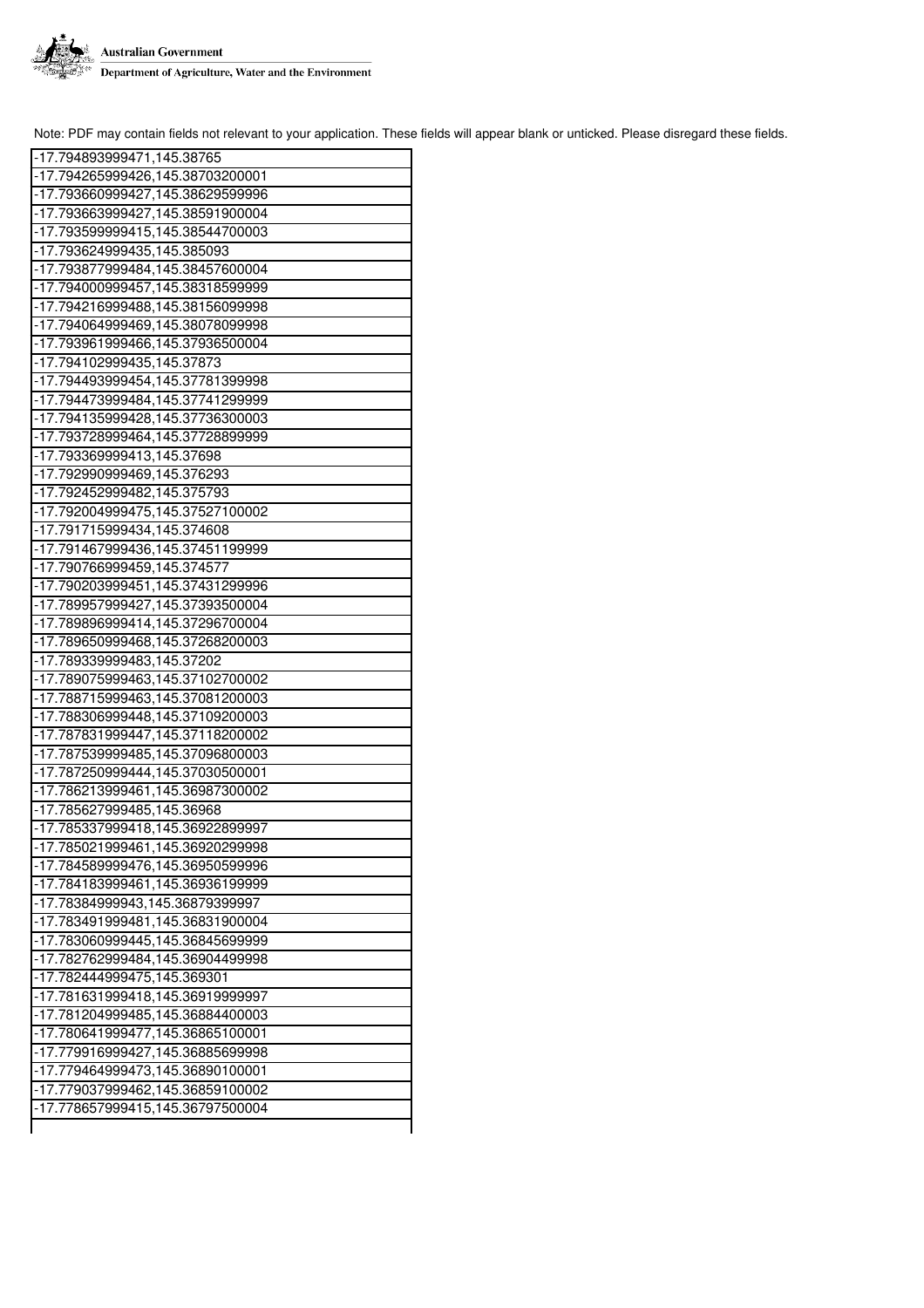Note: PDF may contain fields not relevant to your application. These fields will appear blank or unticked. Please disregard these fields.

| -17.794893999471,145.38765 |
|---|
| -17.794265999426,145.38703200001 |
| -17.793660999427,145.38629599996 |
| -17.793663999427,145.38591900004 |
| -17.793599999415,145.38544700003 |
| -17.793624999435,145.385093 |
| -17.793877999484,145.38457600004 |
| -17.794000999457,145.38318599999 |
| -17.794216999488,145.38156099998 |
| -17.794064999469,145.38078099998 |
| -17.793961999466,145.37936500004 |
| -17.794102999435,145.37873 |
| -17.794493999454,145.37781399998 |
| -17.794473999484,145.37741299999 |
| -17.794135999428,145.37736300003 |
| -17.793728999464,145.37728899999 |
| -17.793369999413,145.37698 |
| -17.792990999469,145.376293 |
| -17.792452999482,145.375793 |
| -17.792004999475,145.37527100002 |
| -17.791715999434,145.374608 |
| -17.791467999436,145.37451199999 |
| -17.790766999459,145.374577 |
| -17.790203999451,145.37431299996 |
| -17.789957999427,145.37393500004 |
| -17.789896999414,145.37296700004 |
| -17.789650999468,145.37268200003 |
| -17.789339999483,145.37202 |
| -17.789075999463,145.37102700002 |
| -17.788715999463,145.37081200003 |
| -17.788306999448,145.37109200003 |
| -17.787831999447,145.37118200002 |
| -17.787539999485,145.37096800003 |
| -17.787250999444,145.37030500001 |
| -17.786213999461,145.36987300002 |
| -17.785627999485,145.36968 |
| -17.785337999418,145.36922899997 |
| -17.785021999461,145.36920299998 |
| -17.784589999476,145.36950599996 |
| -17.784183999461,145.36936199999 |
| -17.78384999943,145.36879399997 |
| -17.783491999481,145.36831900004 |
| -17.783060999445,145.36845699999 |
| -17.782762999484,145.36904499998 |
| -17.782444999475,145.369301 |
| -17.781631999418,145.36919999997 |
| -17.781204999485,145.36884400003 |
| -17.780641999477,145.36865100001 |
| -17.779916999427,145.36885699998 |
| -17.779464999473,145.36890100001 |
| -17.779037999462,145.36859100002 |
| -17.778657999415,145.36797500004 |
| |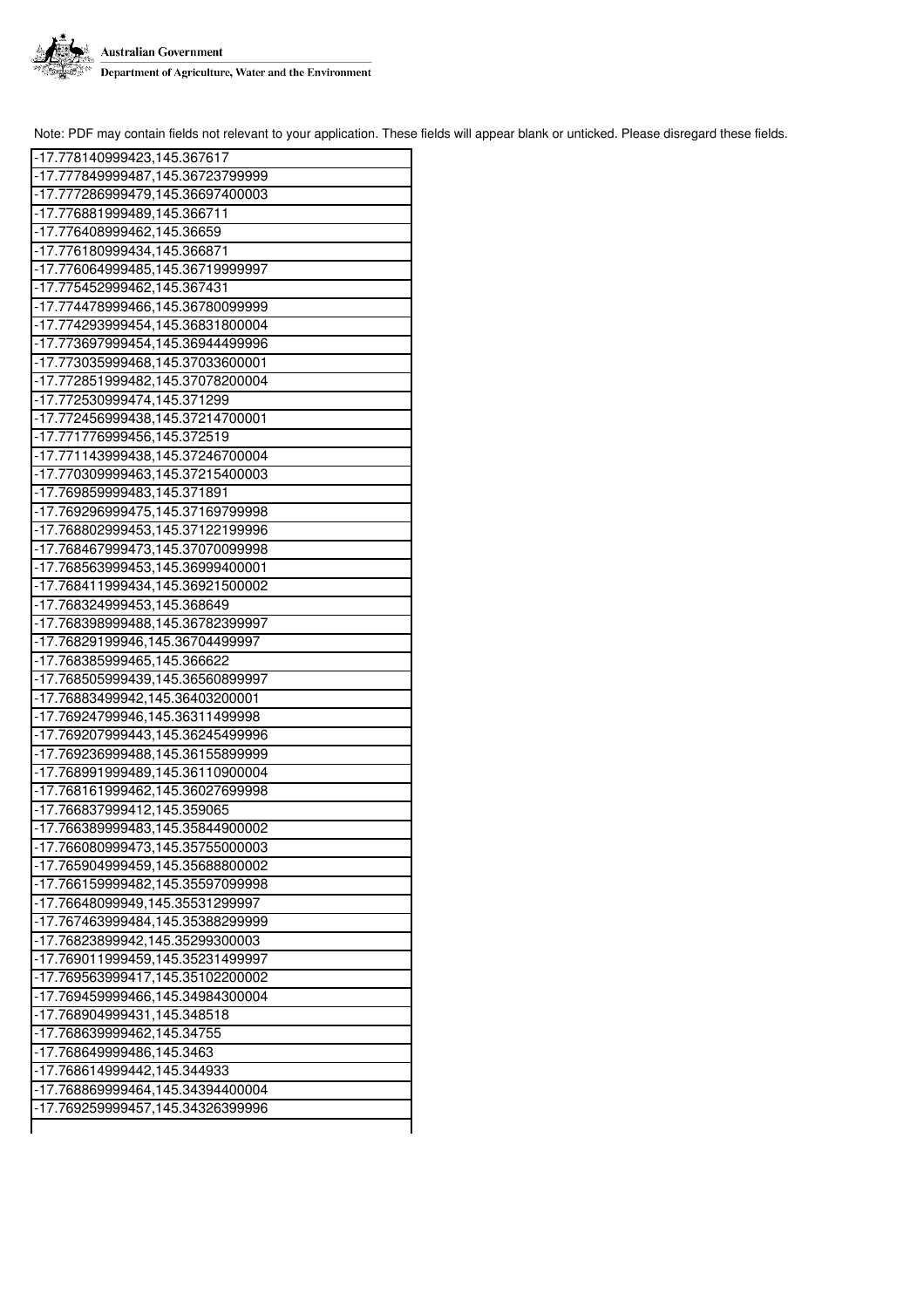Note: PDF may contain fields not relevant to your application. These fields will appear blank or unticked. Please disregard these fields.

| -17.7781409999423,145.367617 |
|---|
| -17.7778499999487,145.36723799999 |
| -17.777286999479,145.36697400003 |
| -17.776881999489,145.366711 |
| -17.776408999462,145.36659 |
| -17.776180999434,145.366871 |
| -17.776064999485,145.36719999997 |
| -17.775452999462,145.367431 |
| -17.774478999466,145.36780099999 |
| -17.774293999454,145.36831800004 |
| -17.773697999454,145.36944499996 |
| -17.773035999468,145.37033600001 |
| -17.772851999482,145.37078200004 |
| -17.772530999474,145.371299 |
| -17.772456999438,145.37214700001 |
| -17.771776999456,145.372519 |
| -17.771143999438,145.37246700004 |
| -17.770309999463,145.37215400003 |
| -17.769859999483,145.371891 |
| -17.769296999475,145.37169799998 |
| -17.768802999453,145.37122199996 |
| -17.768467999473,145.37070099998 |
| -17.768563999453,145.36999400001 |
| -17.768411999434,145.36921500002 |
| -17.768324999453,145.368649 |
| -17.768398999488,145.36782399997 |
| -17.76829199946,145.36704499997 |
| -17.768385999465,145.366622 |
| -17.768505999439,145.36560899997 |
| -17.76883499942,145.36403200001 |
| -17.76924799946,145.36311499998 |
| -17.769207999443,145.36245499996 |
| -17.769236999488,145.36155899999 |
| -17.768991999489,145.36110900004 |
| -17.768161999462,145.36027699998 |
| -17.766837999412,145.359065 |
| -17.766389999483,145.35844900002 |
| -17.766080999473,145.35755000003 |
| -17.765904999459,145.35688800002 |
| -17.766159999482,145.35597099998 |
| -17.76648099949,145.35531299997 |
| -17.767463999484,145.35388299999 |
| -17.76823899942,145.35299300003 |
| -17.769011999459,145.35231499997 |
| -17.769563999417,145.35102200002 |
| -17.769459999466,145.34984300004 |
| -17.768904999431,145.348518 |
| -17.768639999462,145.34755 |
| -17.768649999486,145.3463 |
| -17.768614999442,145.344933 |
| -17.768869999464,145.34394400004 |
| -17.769259999457,145.34326399996 |
| |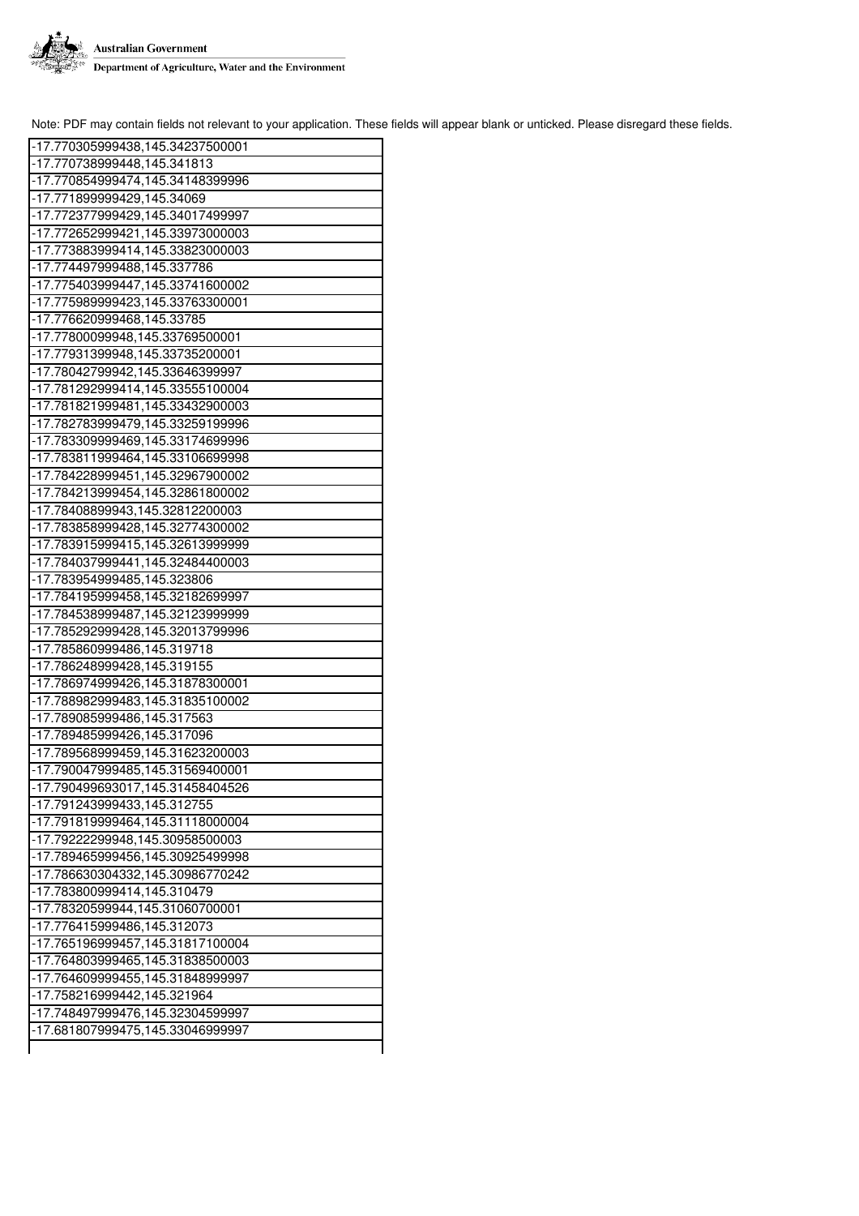Note: PDF may contain fields not relevant to your application. These fields will appear blank or unticked. Please disregard these fields.

| -17.770305999438,145.34237500001 |
|---|
| -17.770738999448,145.341813 |
| -17.770854999474,145.34148399996 |
| -17.771899999429,145.34069 |
| -17.772377999429,145.34017499997 |
| -17.772652999421,145.33973000003 |
| -17.773883999414,145.33823000003 |
| -17.774497999488,145.337786 |
| -17.775403999447,145.33741600002 |
| -17.775989999423,145.33763300001 |
| -17.776620999468,145.33785 |
| -17.77800099948,145.33769500001 |
| -17.77931399948,145.33735200001 |
| -17.78042799942,145.33646399997 |
| -17.781292999414,145.33555100004 |
| -17.781821999481,145.33432900003 |
| -17.782783999479,145.33259199996 |
| -17.783309999469,145.33174699996 |
| -17.783811999464,145.33106699998 |
| -17.784228999451,145.32967900002 |
| -17.784213999454,145.32861800002 |
| -17.78408899943,145.32812200003 |
| -17.783858999428,145.32774300002 |
| -17.783915999415,145.32613999999 |
| -17.784037999441,145.32484400003 |
| -17.783954999485,145.323806 |
| -17.784195999458,145.32182699997 |
| -17.784538999487,145.32123999999 |
| -17.785292999428,145.32013799996 |
| -17.785860999486,145.319718 |
| -17.786248999428,145.319155 |
| -17.786974999426,145.31878300001 |
| -17.788982999483,145.31835100002 |
| -17.789085999486,145.317563 |
| -17.789485999426,145.317096 |
| -17.789568999459,145.31623200003 |
| -17.790047999485,145.31569400001 |
| -17.790499693017,145.31458404526 |
| -17.791243999433,145.312755 |
| -17.791819999464,145.31118000004 |
| -17.79222299948,145.30958500003 |
| -17.789465999456,145.30925499998 |
| -17.786630304332,145.30986770242 |
| -17.783800999414,145.310479 |
| -17.78320599944,145.31060700001 |
| -17.776415999486,145.312073 |
| -17.765196999457,145.31817100004 |
| -17.764803999465,145.31838500003 |
| -17.764609999455,145.31848999997 |
| -17.758216999442,145.321964 |
| -17.748497999476,145.32304599997 |
| -17.681807999475,145.33046999997 |
| |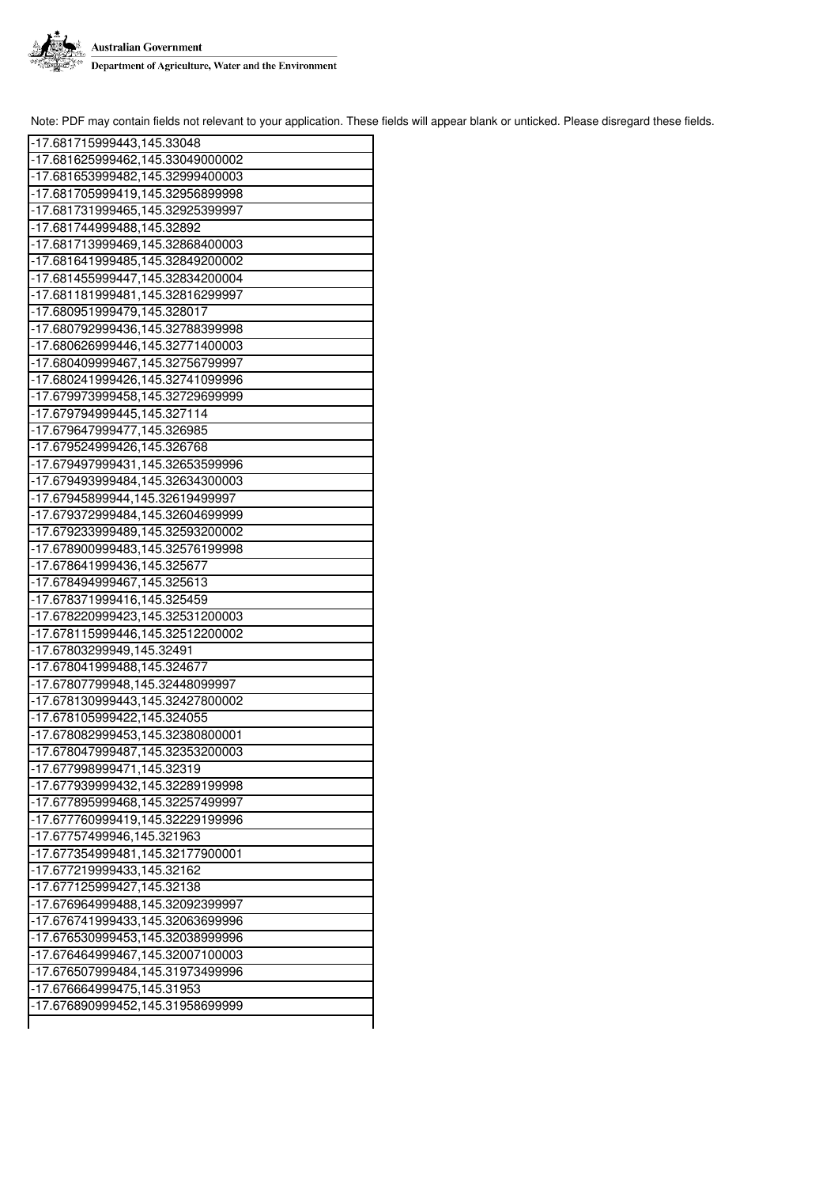Note: PDF may contain fields not relevant to your application. These fields will appear blank or unticked. Please disregard these fields.

| -17.681715999443,145.33048 |
|---|
| -17.681625999462,145.33049000002 |
| -17.681653999482,145.32999400003 |
| -17.681705999419,145.32956899998 |
| -17.681731999465,145.32925399997 |
| -17.681744999488,145.32892 |
| -17.681713999469,145.32868400003 |
| -17.681641999485,145.32849200002 |
| -17.681455999447,145.32834200004 |
| -17.681181999481,145.32816299997 |
| -17.680951999479,145.328017 |
| -17.680792999436,145.32788399998 |
| -17.680626999446,145.32771400003 |
| -17.680409999467,145.32756799997 |
| -17.680241999426,145.32741099996 |
| -17.679973999458,145.32729699999 |
| -17.679794999445,145.327114 |
| -17.679647999477,145.326985 |
| -17.679524999426,145.326768 |
| -17.679497999431,145.32653599996 |
| -17.679493999484,145.32634300003 |
| -17.67945899944,145.32619499997 |
| -17.679372999484,145.32604699999 |
| -17.679233999489,145.32593200002 |
| -17.678900999483,145.32576199998 |
| -17.678641999436,145.325677 |
| -17.678494999467,145.325613 |
| -17.678371999416,145.325459 |
| -17.678220999423,145.32531200003 |
| -17.678115999446,145.32512200002 |
| -17.67803299949,145.32491 |
| -17.678041999488,145.324677 |
| -17.67807799948,145.32448099997 |
| -17.678130999443,145.32427800002 |
| -17.678105999422,145.324055 |
| -17.678082999453,145.32380800001 |
| -17.678047999487,145.32353200003 |
| -17.677998999471,145.32319 |
| -17.677939999432,145.32289199998 |
| -17.677895999468,145.32257499997 |
| -17.677760999419,145.32229199996 |
| -17.67757499946,145.321963 |
| -17.677354999481,145.32177900001 |
| -17.677219999433,145.32162 |
| -17.677125999427,145.32138 |
| -17.676964999488,145.32092399997 |
| -17.676741999433,145.32063699996 |
| -17.676530999453,145.32038999996 |
| -17.676464999467,145.32007100003 |
| -17.676507999484,145.31973499996 |
| -17.676664999475,145.31953 |
| -17.676890999452,145.31958699999 |
| |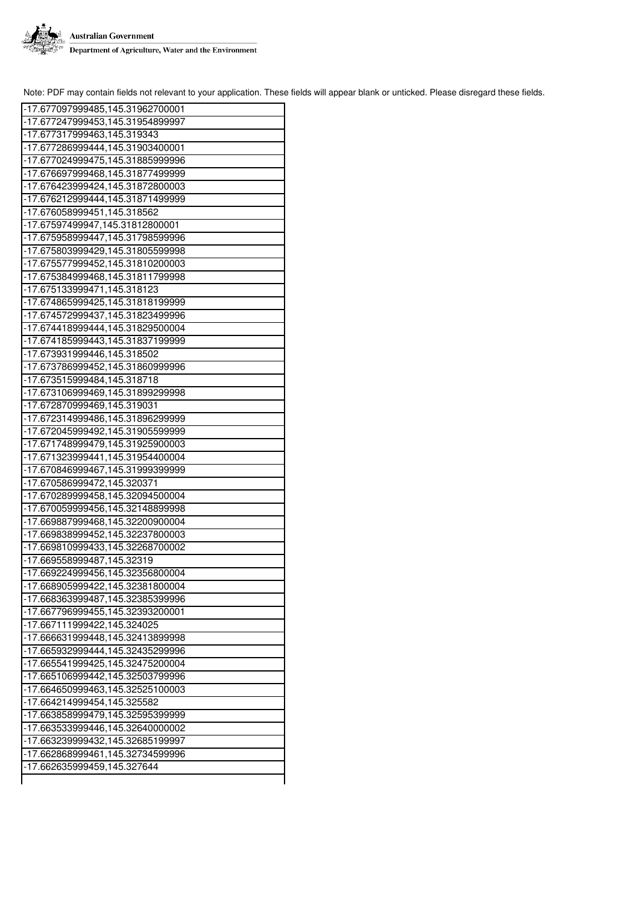Note: PDF may contain fields not relevant to your application. These fields will appear blank or unticked. Please disregard these fields.

| |
|---|
| -17.677097999485,145.31962700001 |
| -17.6772479999453,145.31954899997 |
| -17.677317999463,145.319343 |
| -17.6772869999444,145.31903400001 |
| -17.6770249999475,145.31885999996 |
| -17.6766979999468,145.31877499999 |
| -17.6764239999424,145.31872800003 |
| -17.6762129999444,145.31871499999 |
| -17.676058999451,145.318562 |
| -17.67597499947,145.31812800001 |
| -17.6759589999447,145.31798599996 |
| -17.6758039999429,145.31805599998 |
| -17.6755779999452,145.31810200003 |
| -17.6753849999468,145.31811799998 |
| -17.675133999471,145.318123 |
| -17.6748659999425,145.31818199999 |
| -17.6745729999437,145.31823499996 |
| -17.6744189999444,145.31829500004 |
| -17.6741859999443,145.31837199999 |
| -17.673931999446,145.318502 |
| -17.6737869999452,145.31860999996 |
| -17.673515999484,145.318718 |
| -17.6731069999469,145.31899299998 |
| -17.672870999469,145.319031 |
| -17.6723149999486,145.31896299999 |
| -17.6720459999492,145.31905599999 |
| -17.6717489999479,145.31925900003 |
| -17.6713239999441,145.31954400004 |
| -17.6708469999467,145.31999399999 |
| -17.670586999472,145.320371 |
| -17.6702899999458,145.32094500004 |
| -17.6700599999456,145.32148899998 |
| -17.6698879999468,145.32200900004 |
| -17.6698389999452,145.32237800003 |
| -17.6698109999433,145.32268700002 |
| -17.669558999487,145.32319 |
| -17.6692249999456,145.32356800004 |
| -17.6689059999422,145.32381800004 |
| -17.6683639999487,145.32385399996 |
| -17.6677969999455,145.32393200001 |
| -17.667111999422,145.324025 |
| -17.6666319999448,145.32413899998 |
| -17.6659329999444,145.32435299996 |
| -17.6655419999425,145.32475200004 |
| -17.6651069999442,145.32503799996 |
| -17.6646509999463,145.32525100003 |
| -17.664214999454,145.325582 |
| -17.6638589999479,145.32595399999 |
| -17.6635339999446,145.32640000002 |
| -17.6632399999432,145.32685199997 |
| -17.6628689999461,145.32734599996 |
| -17.662635999459,145.327644 |
| |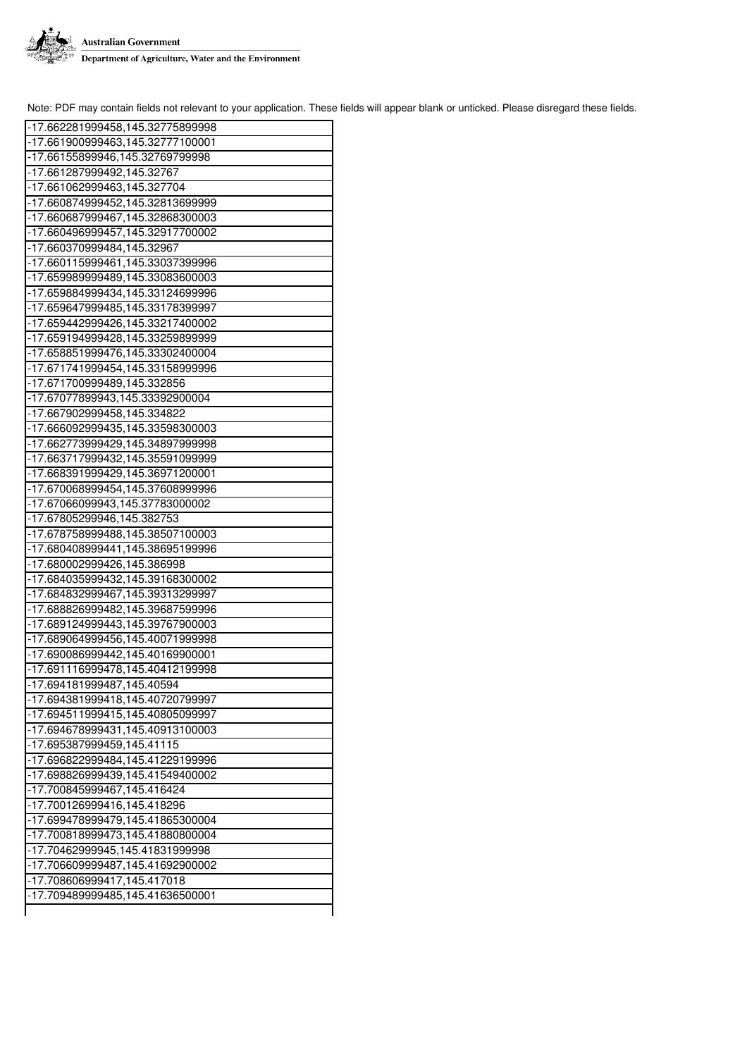Note: PDF may contain fields not relevant to your application. These fields will appear blank or unticked. Please disregard these fields.

| |
|---|
| -17.662281999458,145.32775899998 |
| -17.661900999463,145.32777100001 |
| -17.66155899946,145.32769799998 |
| -17.661287999492,145.32767 |
| -17.661062999463,145.327704 |
| -17.660874999452,145.32813699999 |
| -17.660687999467,145.32868300003 |
| -17.660496999457,145.32917700002 |
| -17.660370999484,145.32967 |
| -17.660115999461,145.33037399996 |
| -17.659989999489,145.33083600003 |
| -17.659884999434,145.33124699996 |
| -17.659647999485,145.33178399997 |
| -17.659442999426,145.33217400002 |
| -17.659194999428,145.33259899999 |
| -17.658851999476,145.33302400004 |
| -17.671741999454,145.33158999996 |
| -17.671700999489,145.332856 |
| -17.67077899943,145.33392900004 |
| -17.667902999458,145.334822 |
| -17.666092999435,145.33598300003 |
| -17.662773999429,145.34897999998 |
| -17.663717999432,145.35591099999 |
| -17.668391999429,145.36971200001 |
| -17.670068999454,145.37608999996 |
| -17.67066099943,145.37783000002 |
| -17.67805299946,145.382753 |
| -17.678758999488,145.38507100003 |
| -17.680408999441,145.38695199996 |
| -17.680002999426,145.386998 |
| -17.684035999432,145.39168300002 |
| -17.684832999467,145.39313299997 |
| -17.688826999482,145.39687599996 |
| -17.689124999443,145.39767900003 |
| -17.689064999456,145.40071999998 |
| -17.690086999442,145.40169900001 |
| -17.691116999478,145.40412199998 |
| -17.694181999487,145.40594 |
| -17.694381999418,145.40720799997 |
| -17.694511999415,145.40805099997 |
| -17.694678999431,145.40913100003 |
| -17.695387999459,145.41115 |
| -17.696822999484,145.41229199996 |
| -17.698826999439,145.41549400002 |
| -17.700845999467,145.416424 |
| -17.700126999416,145.418296 |
| -17.699478999479,145.41865300004 |
| -17.700818999473,145.41880800004 |
| -17.70462999945,145.41831999998 |
| -17.706609999487,145.41692900002 |
| -17.708606999417,145.417018 |
| -17.709489999485,145.41636500001 |
| |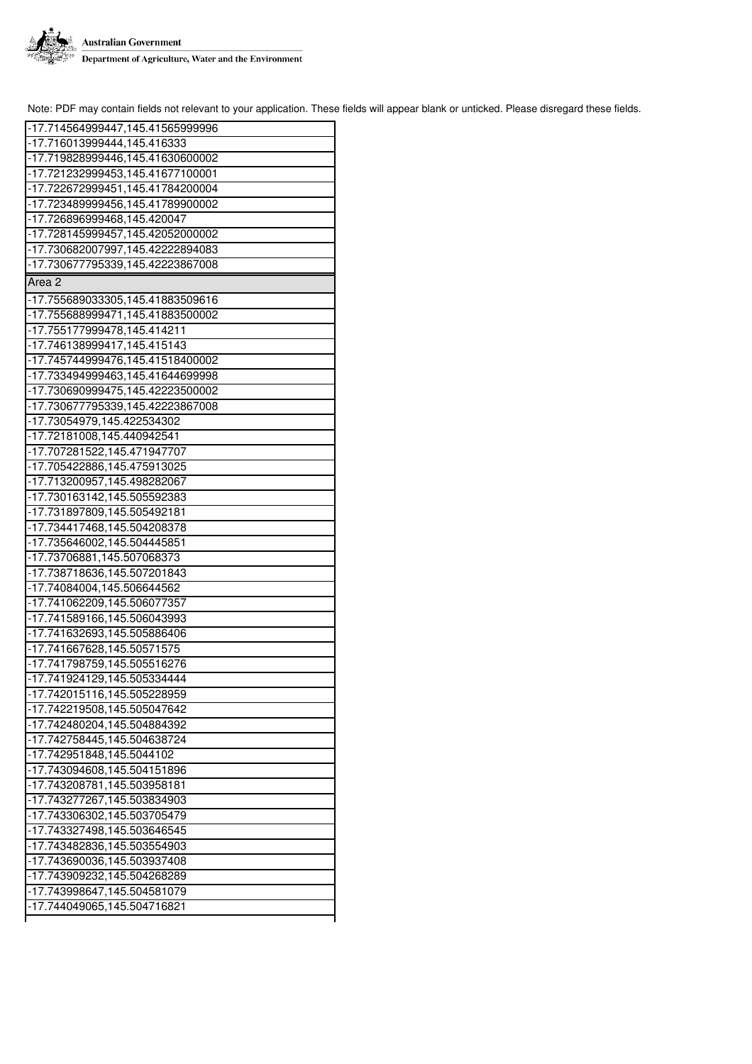Note: PDF may contain fields not relevant to your application. These fields will appear blank or unticked. Please disregard these fields.

| |
|---|
| -17.714564999447,145.41565999996 |
| -17.716013999444,145.416333 |
| -17.719828999446,145.41630600002 |
| -17.721232999453,145.41677100001 |
| -17.722672999451,145.41784200004 |
| -17.723489999456,145.41789900002 |
| -17.726896999468,145.420047 |
| -17.728145999457,145.42052000002 |
| -17.730682007997,145.42222894083 |
| -17.730677795339,145.42223867008 |
| Area 2 |
| -17.755689033305,145.41883509616 |
| -17.755688999471,145.41883500002 |
| -17.755177999478,145.414211 |
| -17.746138999417,145.415143 |
| -17.745744999476,145.41518400002 |
| -17.733494999463,145.41644699998 |
| -17.730690999475,145.42223500002 |
| -17.730677795339,145.42223867008 |
| -17.73054979,145.422534302 |
| -17.72181008,145.440942541 |
| -17.707281522,145.471947707 |
| -17.705422886,145.475913025 |
| -17.713200957,145.498282067 |
| -17.730163142,145.505592383 |
| -17.731897809,145.505492181 |
| -17.734417468,145.504208378 |
| -17.735646002,145.504445851 |
| -17.73706881,145.507068373 |
| -17.738718636,145.507201843 |
| -17.74084004,145.506644562 |
| -17.741062209,145.506077357 |
| -17.741589166,145.506043993 |
| -17.741632693,145.505886406 |
| -17.741667628,145.50571575 |
| -17.741798759,145.505516276 |
| -17.741924129,145.505334444 |
| -17.742015116,145.505228959 |
| -17.742219508,145.505047642 |
| -17.742480204,145.504884392 |
| -17.742758445,145.504638724 |
| -17.742951848,145.5044102 |
| -17.743094608,145.504151896 |
| -17.743208781,145.503958181 |
| -17.743277267,145.503834903 |
| -17.743306302,145.503705479 |
| -17.743327498,145.503646545 |
| -17.743482836,145.503554903 |
| -17.743690036,145.503937408 |
| -17.743909232,145.504268289 |
| -17.743998647,145.504581079 |
| -17.744049065,145.504716821 |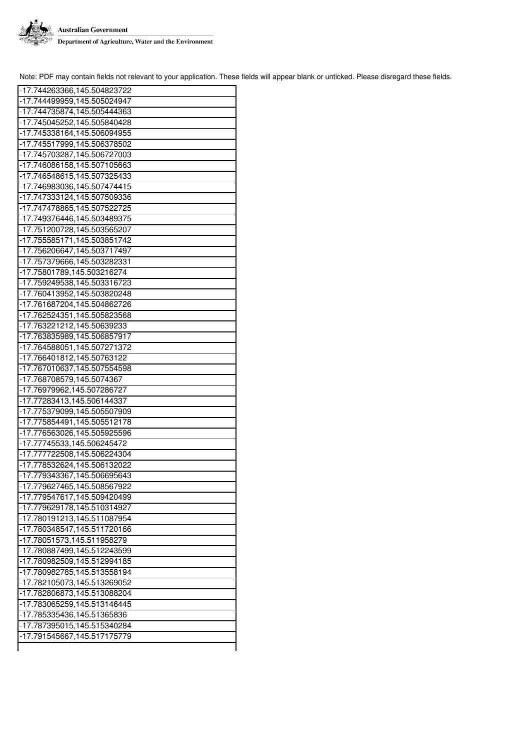Note: PDF may contain fields not relevant to your application. These fields will appear blank or unticked. Please disregard these fields.

| |
|---|
| -17.744263366,145.504823722 |
| -17.744499959,145.505024947 |
| -17.744735874,145.505444363 |
| -17.745045252,145.505840428 |
| -17.745338164,145.506094955 |
| -17.745517999,145.506378502 |
| -17.745703287,145.506727003 |
| -17.746086158,145.507105663 |
| -17.746548615,145.507325433 |
| -17.746983036,145.507474415 |
| -17.747333124,145.507509336 |
| -17.747478865,145.507522725 |
| -17.749376446,145.503489375 |
| -17.751200728,145.503565207 |
| -17.755585171,145.503851742 |
| -17.756206647,145.503717497 |
| -17.757379666,145.503282331 |
| -17.75801789,145.503216274 |
| -17.759249538,145.503316723 |
| -17.760413952,145.503820248 |
| -17.761687204,145.504862726 |
| -17.762524351,145.505823568 |
| -17.763221212,145.50639233 |
| -17.763835989,145.506857917 |
| -17.764588051,145.507271372 |
| -17.766401812,145.50763122 |
| -17.767010637,145.507554598 |
| -17.768708579,145.5074367 |
| -17.76979962,145.507286727 |
| -17.77283413,145.506144337 |
| -17.775379099,145.505507909 |
| -17.775854491,145.505512178 |
| -17.776563026,145.505925596 |
| -17.77745533,145.506245472 |
| -17.777722508,145.506224304 |
| -17.778532624,145.506132022 |
| -17.779343367,145.506695643 |
| -17.779627465,145.508567922 |
| -17.779547617,145.509420499 |
| -17.779629178,145.510314927 |
| -17.780191213,145.511087954 |
| -17.780348547,145.511720166 |
| -17.78051573,145.511958279 |
| -17.780887499,145.512243599 |
| -17.780982509,145.512994185 |
| -17.780982785,145.513558194 |
| -17.782105073,145.513269052 |
| -17.782806873,145.513088204 |
| -17.783065259,145.513146445 |
| -17.785335436,145.51365836 |
| -17.787395015,145.515340284 |
| -17.791545667,145.517175779 |
| |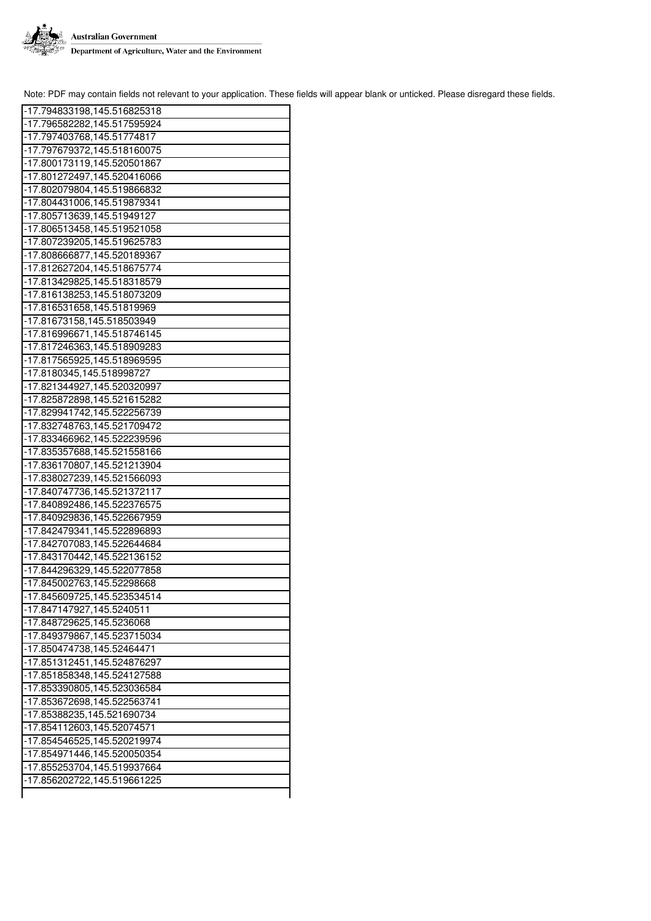Note: PDF may contain fields not relevant to your application. These fields will appear blank or unticked. Please disregard these fields.

| -17.794833198,145.516825318 |
|---|
| -17.796582282,145.517595924 |
| -17.797403768,145.51774817 |
| -17.797679372,145.518160075 |
| -17.800173119,145.520501867 |
| -17.801272497,145.520416066 |
| -17.802079804,145.519866832 |
| -17.804431006,145.519879341 |
| -17.805713639,145.51949127 |
| -17.806513458,145.519521058 |
| -17.807239205,145.519625783 |
| -17.808666877,145.520189367 |
| -17.812627204,145.518675774 |
| -17.813429825,145.518318579 |
| -17.816138253,145.518073209 |
| -17.816531658,145.51819969 |
| -17.81673158,145.518503949 |
| -17.816996671,145.518746145 |
| -17.817246363,145.518909283 |
| -17.817565925,145.518969595 |
| -17.8180345,145.518998727 |
| -17.821344927,145.520320997 |
| -17.825872898,145.521615282 |
| -17.829941742,145.522256739 |
| -17.832748763,145.521709472 |
| -17.833466962,145.522239596 |
| -17.835357688,145.521558166 |
| -17.836170807,145.521213904 |
| -17.838027239,145.521566093 |
| -17.840747736,145.521372117 |
| -17.840892486,145.522376575 |
| -17.840929836,145.522667959 |
| -17.842479341,145.522896893 |
| -17.842707083,145.522644684 |
| -17.843170442,145.522136152 |
| -17.844296329,145.522077858 |
| -17.845002763,145.52298668 |
| -17.845609725,145.523534514 |
| -17.847147927,145.5240511 |
| -17.848729625,145.5236068 |
| -17.849379867,145.523715034 |
| -17.850474738,145.52464471 |
| -17.851312451,145.524876297 |
| -17.851858348,145.524127588 |
| -17.853390805,145.523036584 |
| -17.853672698,145.522563741 |
| -17.85388235,145.521690734 |
| -17.854112603,145.52074571 |
| -17.854546525,145.520219974 |
| -17.854971446,145.520050354 |
| -17.855253704,145.519937664 |
| -17.856202722,145.519661225 |
| |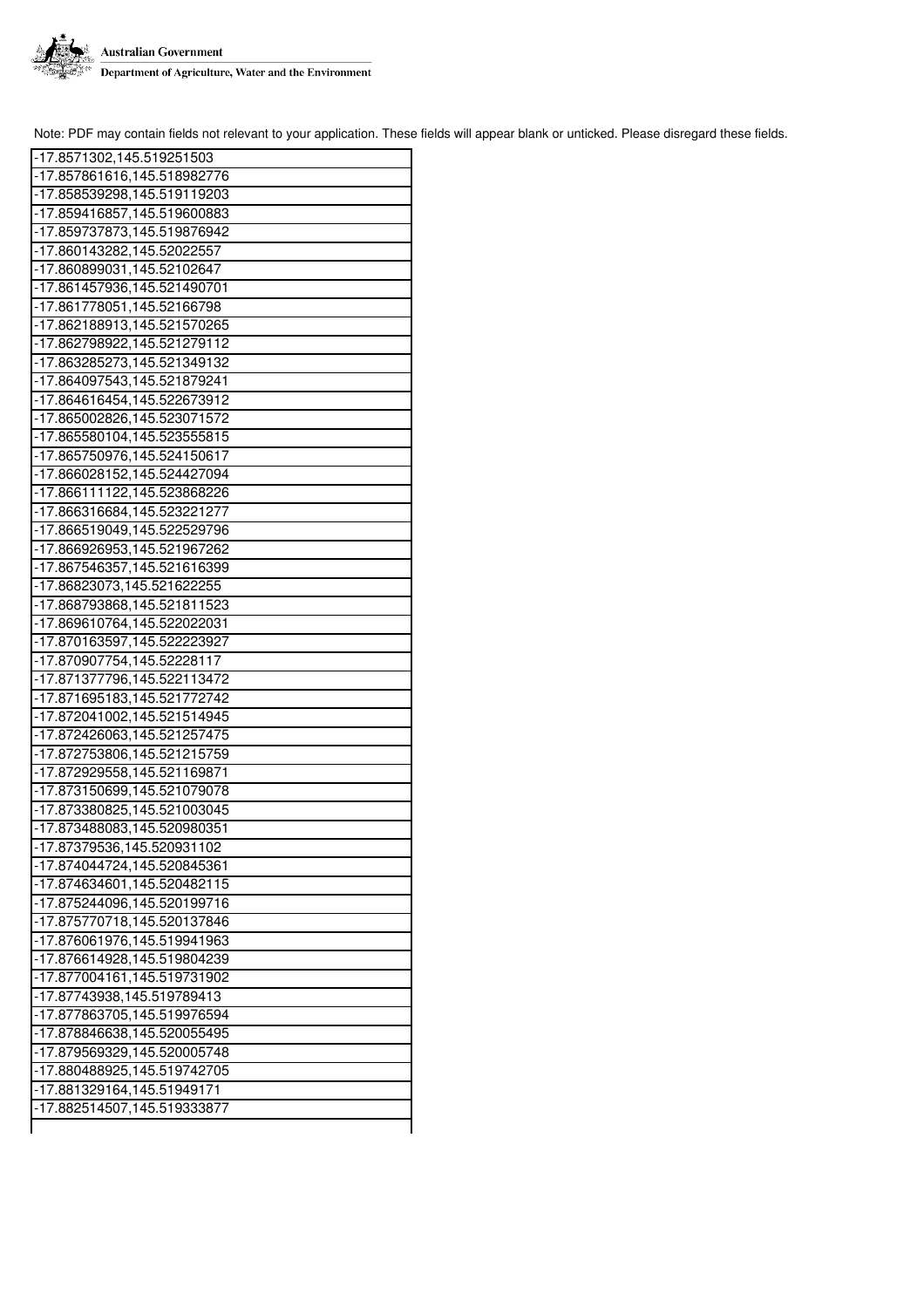Note: PDF may contain fields not relevant to your application. These fields will appear blank or unticked. Please disregard these fields.

| -17.8571302,145.519251503 |
|---|
| -17.857861616,145.518982776 |
| -17.858539298,145.519119203 |
| -17.859416857,145.519600883 |
| -17.859737873,145.519876942 |
| -17.860143282,145.52022557 |
| -17.860899031,145.52102647 |
| -17.861457936,145.521490701 |
| -17.861778051,145.52166798 |
| -17.862188913,145.521570265 |
| -17.862798922,145.521279112 |
| -17.863285273,145.521349132 |
| -17.864097543,145.521879241 |
| -17.864616454,145.522673912 |
| -17.865002826,145.523071572 |
| -17.865580104,145.523555815 |
| -17.865750976,145.524150617 |
| -17.866028152,145.524427094 |
| -17.866111122,145.523868226 |
| -17.866316684,145.523221277 |
| -17.866519049,145.522529796 |
| -17.866926953,145.521967262 |
| -17.867546357,145.521616399 |
| -17.86823073,145.521622255 |
| -17.868793868,145.521811523 |
| -17.869610764,145.522022031 |
| -17.870163597,145.522223927 |
| -17.870907754,145.52228117 |
| -17.871377796,145.522113472 |
| -17.871695183,145.521772742 |
| -17.872041002,145.521514945 |
| -17.872426063,145.521257475 |
| -17.872753806,145.521215759 |
| -17.872929558,145.521169871 |
| -17.873150699,145.521079078 |
| -17.873380825,145.521003045 |
| -17.873488083,145.520980351 |
| -17.87379536,145.520931102 |
| -17.874044724,145.520845361 |
| -17.874634601,145.520482115 |
| -17.875244096,145.520199716 |
| -17.875770718,145.520137846 |
| -17.876061976,145.519941963 |
| -17.876614928,145.519804239 |
| -17.877004161,145.519731902 |
| -17.87743938,145.519789413 |
| -17.877863705,145.519976594 |
| -17.878846638,145.520055495 |
| -17.879569329,145.520005748 |
| -17.880488925,145.519742705 |
| -17.881329164,145.51949171 |
| -17.882514507,145.519333877 |
| |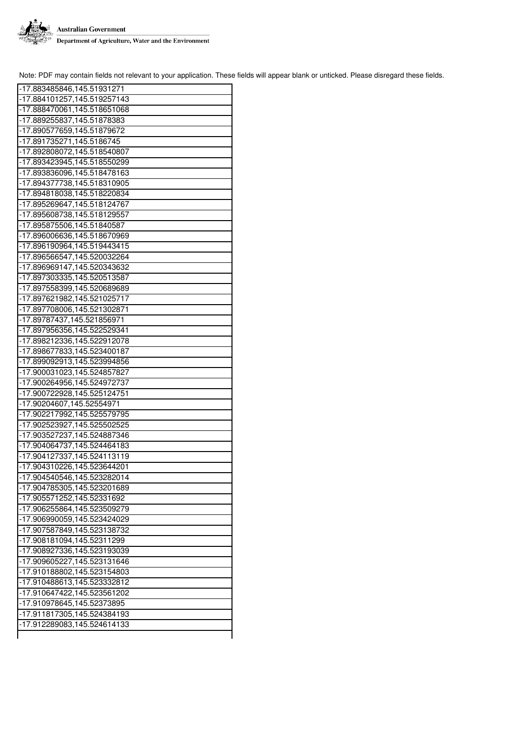Note: PDF may contain fields not relevant to your application. These fields will appear blank or unticked. Please disregard these fields.

| -17.883485846,145.51931271 |
|---|
| -17.884101257,145.519257143 |
| -17.888470061,145.518651068 |
| -17.889255837,145.51878383 |
| -17.890577659,145.51879672 |
| -17.891735271,145.5186745 |
| -17.892808072,145.518540807 |
| -17.893423945,145.518550299 |
| -17.893836096,145.518478163 |
| -17.894377738,145.518310905 |
| -17.894818038,145.518220834 |
| -17.895269647,145.518124767 |
| -17.895608738,145.518129557 |
| -17.895875506,145.51840587 |
| -17.896006636,145.518670969 |
| -17.896190964,145.519443415 |
| -17.896566547,145.520032264 |
| -17.896969147,145.520343632 |
| -17.897303335,145.520513587 |
| -17.897558399,145.520689689 |
| -17.897621982,145.521025717 |
| -17.897708006,145.521302871 |
| -17.89787437,145.521856971 |
| -17.897956356,145.522529341 |
| -17.898212336,145.522912078 |
| -17.898677833,145.523400187 |
| -17.899092913,145.523994856 |
| -17.900031023,145.524857827 |
| -17.900264956,145.524972737 |
| -17.900722928,145.525124751 |
| -17.90204607,145.52554971 |
| -17.902217992,145.525579795 |
| -17.902523927,145.525502525 |
| -17.903527237,145.524887346 |
| -17.904064737,145.524464183 |
| -17.904127337,145.524113119 |
| -17.904310226,145.523644201 |
| -17.904540546,145.523282014 |
| -17.904785305,145.523201689 |
| -17.905571252,145.52331692 |
| -17.906255864,145.523509279 |
| -17.906990059,145.523424029 |
| -17.907587849,145.523138732 |
| -17.908181094,145.52311299 |
| -17.908927336,145.523193039 |
| -17.909605227,145.523131646 |
| -17.910188802,145.523154803 |
| -17.910488613,145.523332812 |
| -17.910647422,145.523561202 |
| -17.910978645,145.52373895 |
| -17.911817305,145.524384193 |
| -17.912289083,145.524614133 |
| |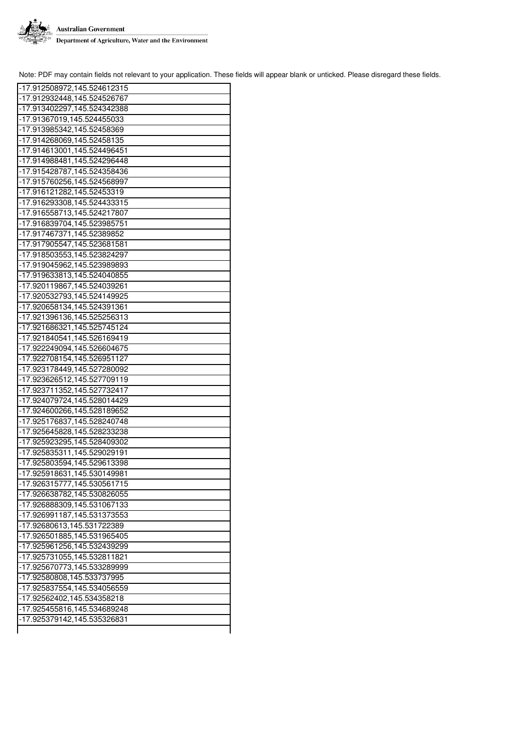Note: PDF may contain fields not relevant to your application. These fields will appear blank or unticked. Please disregard these fields.

| |
|---|
| -17.912508972,145.524612315 |
| -17.912932448,145.524526767 |
| -17.913402297,145.524342388 |
| -17.91367019,145.524455033 |
| -17.913985342,145.52458369 |
| -17.914268069,145.52458135 |
| -17.914613001,145.524496451 |
| -17.914988481,145.524296448 |
| -17.915428787,145.524358436 |
| -17.915760256,145.524568997 |
| -17.916121282,145.52453319 |
| -17.916293308,145.524433315 |
| -17.916558713,145.524217807 |
| -17.916839704,145.523985751 |
| -17.917467371,145.52389852 |
| -17.917905547,145.523681581 |
| -17.918503553,145.523824297 |
| -17.919045962,145.523989893 |
| -17.919633813,145.524040855 |
| -17.920119867,145.524039261 |
| -17.920532793,145.524149925 |
| -17.920658134,145.524391361 |
| -17.921396136,145.525256313 |
| -17.921686321,145.525745124 |
| -17.921840541,145.526169419 |
| -17.922249094,145.526604675 |
| -17.922708154,145.526951127 |
| -17.923178449,145.527280092 |
| -17.923626512,145.527709119 |
| -17.923711352,145.527732417 |
| -17.924079724,145.528014429 |
| -17.924600266,145.528189652 |
| -17.925176837,145.528240748 |
| -17.925645828,145.528233238 |
| -17.925923295,145.528409302 |
| -17.925835311,145.529029191 |
| -17.925803594,145.529613398 |
| -17.925918631,145.530149981 |
| -17.926315777,145.530561715 |
| -17.926638782,145.530826055 |
| -17.926888309,145.531067133 |
| -17.926991187,145.531373553 |
| -17.92680613,145.531722389 |
| -17.926501885,145.531965405 |
| -17.925961256,145.532439299 |
| -17.925731055,145.532811821 |
| -17.925670773,145.533289999 |
| -17.92580808,145.533737995 |
| -17.925837554,145.534056559 |
| -17.92562402,145.534358218 |
| -17.925455816,145.534689248 |
| -17.925379142,145.535326831 |
| |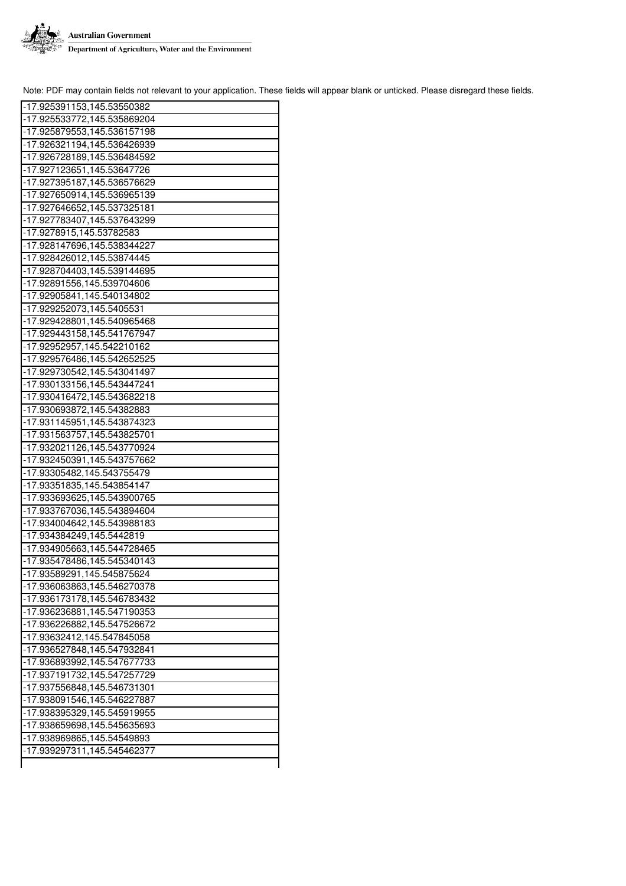Note: PDF may contain fields not relevant to your application. These fields will appear blank or unticked. Please disregard these fields.

| -17.925391153,145.53550382 |
|---|
| -17.925533772,145.535869204 |
| -17.925879553,145.536157198 |
| -17.926321194,145.536426939 |
| -17.926728189,145.536484592 |
| -17.927123651,145.53647726 |
| -17.927395187,145.536576629 |
| -17.927650914,145.536965139 |
| -17.927646652,145.537325181 |
| -17.927783407,145.537643299 |
| -17.9278915,145.53782583 |
| -17.928147696,145.538344227 |
| -17.928426012,145.53874445 |
| -17.928704403,145.539144695 |
| -17.92891556,145.539704606 |
| -17.92905841,145.540134802 |
| -17.929252073,145.5405531 |
| -17.929428801,145.540965468 |
| -17.929443158,145.541767947 |
| -17.92952957,145.542210162 |
| -17.929576486,145.542652525 |
| -17.929730542,145.543041497 |
| -17.930133156,145.543447241 |
| -17.930416472,145.543682218 |
| -17.930693872,145.54382883 |
| -17.931145951,145.543874323 |
| -17.931563757,145.543825701 |
| -17.932021126,145.543770924 |
| -17.932450391,145.543757662 |
| -17.93305482,145.543755479 |
| -17.93351835,145.543854147 |
| -17.933693625,145.543900765 |
| -17.933767036,145.543894604 |
| -17.934004642,145.543988183 |
| -17.934384249,145.5442819 |
| -17.934905663,145.544728465 |
| -17.935478486,145.545340143 |
| -17.93589291,145.545875624 |
| -17.936063863,145.546270378 |
| -17.936173178,145.546783432 |
| -17.936236881,145.547190353 |
| -17.936226882,145.547526672 |
| -17.93632412,145.547845058 |
| -17.936527848,145.547932841 |
| -17.936893992,145.547677733 |
| -17.937191732,145.547257729 |
| -17.937556848,145.546731301 |
| -17.938091546,145.546227887 |
| -17.938395329,145.545919955 |
| -17.938659698,145.545635693 |
| -17.938969865,145.54549893 |
| -17.939297311,145.545462377 |
| |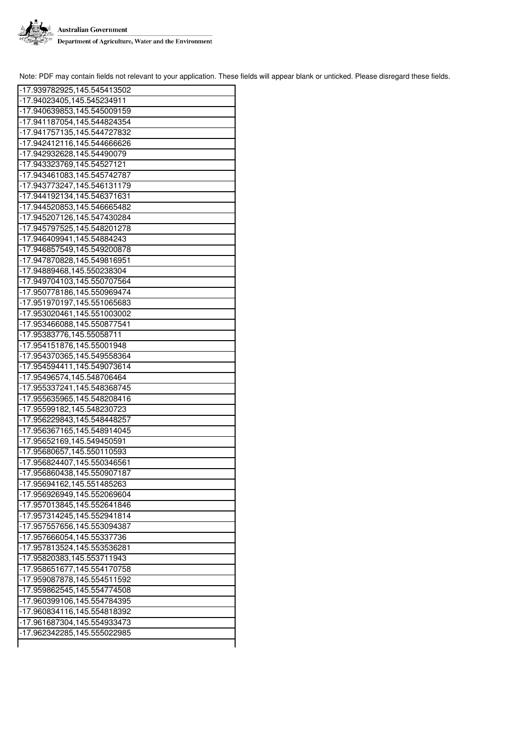Note: PDF may contain fields not relevant to your application. These fields will appear blank or unticked. Please disregard these fields.

| |
|---|
| -17.939782925,145.545413502 |
| -17.94023405,145.545234911 |
| -17.940639853,145.545009159 |
| -17.941187054,145.544824354 |
| -17.941757135,145.544727832 |
| -17.942412116,145.544666626 |
| -17.942932628,145.54490079 |
| -17.943323769,145.54527121 |
| -17.943461083,145.545742787 |
| -17.943773247,145.546131179 |
| -17.944192134,145.546371631 |
| -17.944520853,145.546665482 |
| -17.945207126,145.547430284 |
| -17.945797525,145.548201278 |
| -17.946409941,145.54884243 |
| -17.946857549,145.549200878 |
| -17.947870828,145.549816951 |
| -17.94889468,145.550238304 |
| -17.949704103,145.550707564 |
| -17.950778186,145.550969474 |
| -17.951970197,145.551065683 |
| -17.953020461,145.551003002 |
| -17.953466088,145.550877541 |
| -17.95383776,145.55058711 |
| -17.954151876,145.55001948 |
| -17.954370365,145.549558364 |
| -17.954594411,145.549073614 |
| -17.95496574,145.548706464 |
| -17.955337241,145.548368745 |
| -17.955635965,145.548208416 |
| -17.95599182,145.548230723 |
| -17.956229843,145.548448257 |
| -17.956367165,145.548914045 |
| -17.95652169,145.549450591 |
| -17.95680657,145.550110593 |
| -17.956824407,145.550346561 |
| -17.956860438,145.550907187 |
| -17.95694162,145.551485263 |
| -17.956926949,145.552069604 |
| -17.957013845,145.552641846 |
| -17.957314245,145.552941814 |
| -17.957557656,145.553094387 |
| -17.957666054,145.55337736 |
| -17.957813524,145.553536281 |
| -17.95820383,145.553711943 |
| -17.958651677,145.554170758 |
| -17.959087878,145.554511592 |
| -17.959862545,145.554774508 |
| -17.960399106,145.554784395 |
| -17.960834116,145.554818392 |
| -17.961687304,145.554933473 |
| -17.962342285,145.555022985 |
| |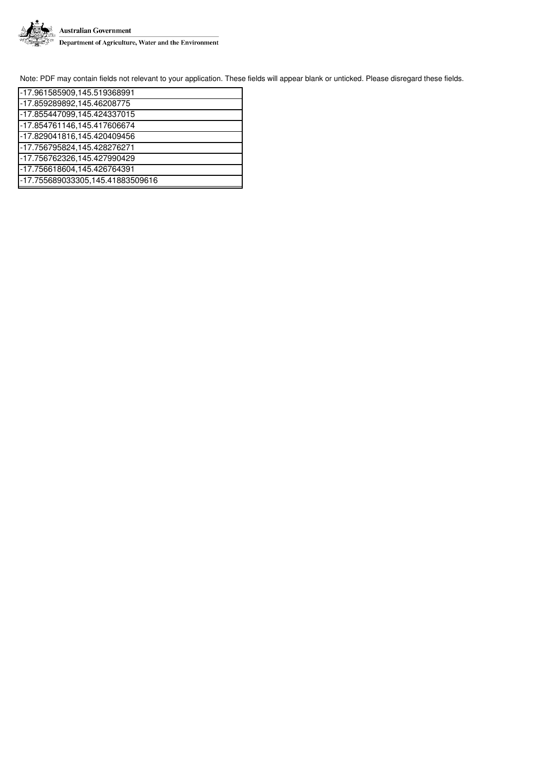Australian Government

Department of Agriculture, Water and the Environment

Note: PDF may contain fields not relevant to your application. These fields will appear blank or unticked. Please disregard these fields.

| |
|---|
| -17.961585909,145.519368991 |
| -17.859289892,145.46208775 |
| -17.855447099,145.424337015 |
| -17.854761146,145.417606674 |
| -17.829041816,145.420409456 |
| -17.756795824,145.428276271 |
| -17.756762326,145.427990429 |
| -17.756618604,145.426764391 |
| -17.755689033305,145.41883509616 |